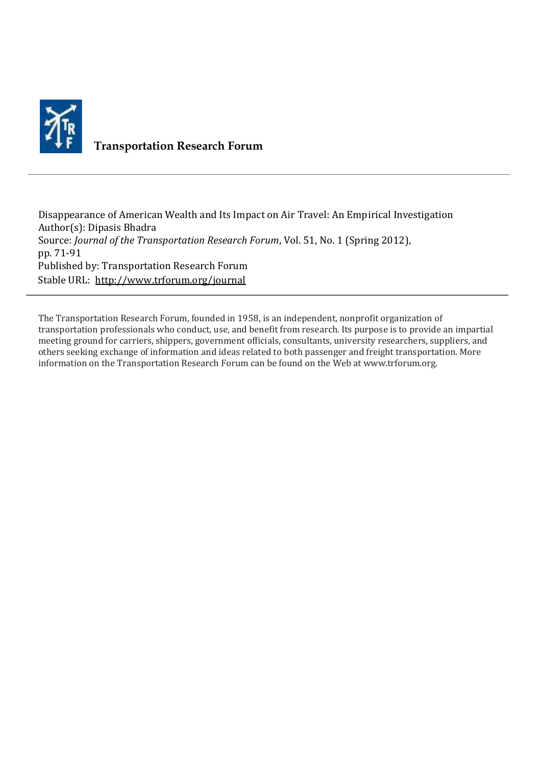**Transportation Research Forum**

---

Disappearance of American Wealth and Its Impact on Air Travel: An Empirical Investigation
Author(s): Dipasis Bhadra
Source: *Journal of the Transportation Research Forum*, Vol. 51, No. 1 (Spring 2012), pp. 71-91
Published by: Transportation Research Forum
Stable URL: http://www.trforum.org/journal

---

The Transportation Research Forum, founded in 1958, is an independent, nonprofit organization of transportation professionals who conduct, use, and benefit from research. Its purpose is to provide an impartial meeting ground for carriers, shippers, government officials, consultants, university researchers, suppliers, and others seeking exchange of information and ideas related to both passenger and freight transportation. More information on the Transportation Research Forum can be found on the Web at www.trforum.org.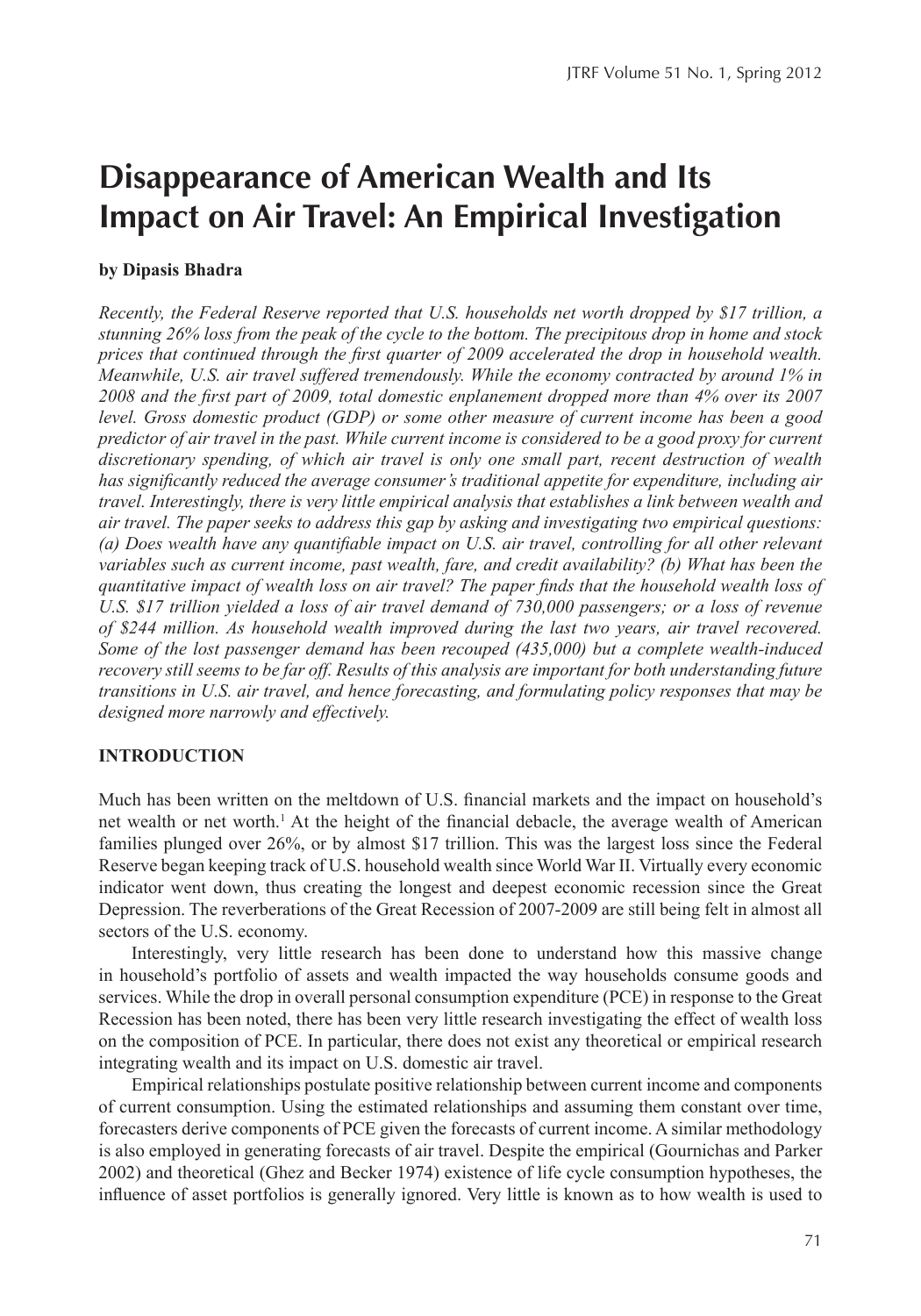# Disappearance of American Wealth and Its Impact on Air Travel: An Empirical Investigation

**by Dipasis Bhadra**

*Recently, the Federal Reserve reported that U.S. households net worth dropped by $17 trillion, a stunning 26% loss from the peak of the cycle to the bottom. The precipitous drop in home and stock prices that continued through the first quarter of 2009 accelerated the drop in household wealth. Meanwhile, U.S. air travel suffered tremendously. While the economy contracted by around 1% in 2008 and the first part of 2009, total domestic enplanement dropped more than 4% over its 2007 level. Gross domestic product (GDP) or some other measure of current income has been a good predictor of air travel in the past. While current income is considered to be a good proxy for current discretionary spending, of which air travel is only one small part, recent destruction of wealth has significantly reduced the average consumer's traditional appetite for expenditure, including air travel. Interestingly, there is very little empirical analysis that establishes a link between wealth and air travel. The paper seeks to address this gap by asking and investigating two empirical questions: (a) Does wealth have any quantifiable impact on U.S. air travel, controlling for all other relevant variables such as current income, past wealth, fare, and credit availability? (b) What has been the quantitative impact of wealth loss on air travel? The paper finds that the household wealth loss of U.S. $17 trillion yielded a loss of air travel demand of 730,000 passengers; or a loss of revenue of $244 million. As household wealth improved during the last two years, air travel recovered. Some of the lost passenger demand has been recouped (435,000) but a complete wealth-induced recovery still seems to be far off. Results of this analysis are important for both understanding future transitions in U.S. air travel, and hence forecasting, and formulating policy responses that may be designed more narrowly and effectively.*

## INTRODUCTION

Much has been written on the meltdown of U.S. financial markets and the impact on household's net wealth or net worth.[1] At the height of the financial debacle, the average wealth of American families plunged over 26%, or by almost $17 trillion. This was the largest loss since the Federal Reserve began keeping track of U.S. household wealth since World War II. Virtually every economic indicator went down, thus creating the longest and deepest economic recession since the Great Depression. The reverberations of the Great Recession of 2007-2009 are still being felt in almost all sectors of the U.S. economy.

Interestingly, very little research has been done to understand how this massive change in household's portfolio of assets and wealth impacted the way households consume goods and services. While the drop in overall personal consumption expenditure (PCE) in response to the Great Recession has been noted, there has been very little research investigating the effect of wealth loss on the composition of PCE. In particular, there does not exist any theoretical or empirical research integrating wealth and its impact on U.S. domestic air travel.

Empirical relationships postulate positive relationship between current income and components of current consumption. Using the estimated relationships and assuming them constant over time, forecasters derive components of PCE given the forecasts of current income. A similar methodology is also employed in generating forecasts of air travel. Despite the empirical (Gournichas and Parker 2002) and theoretical (Ghez and Becker 1974) existence of life cycle consumption hypotheses, the influence of asset portfolios is generally ignored. Very little is known as to how wealth is used to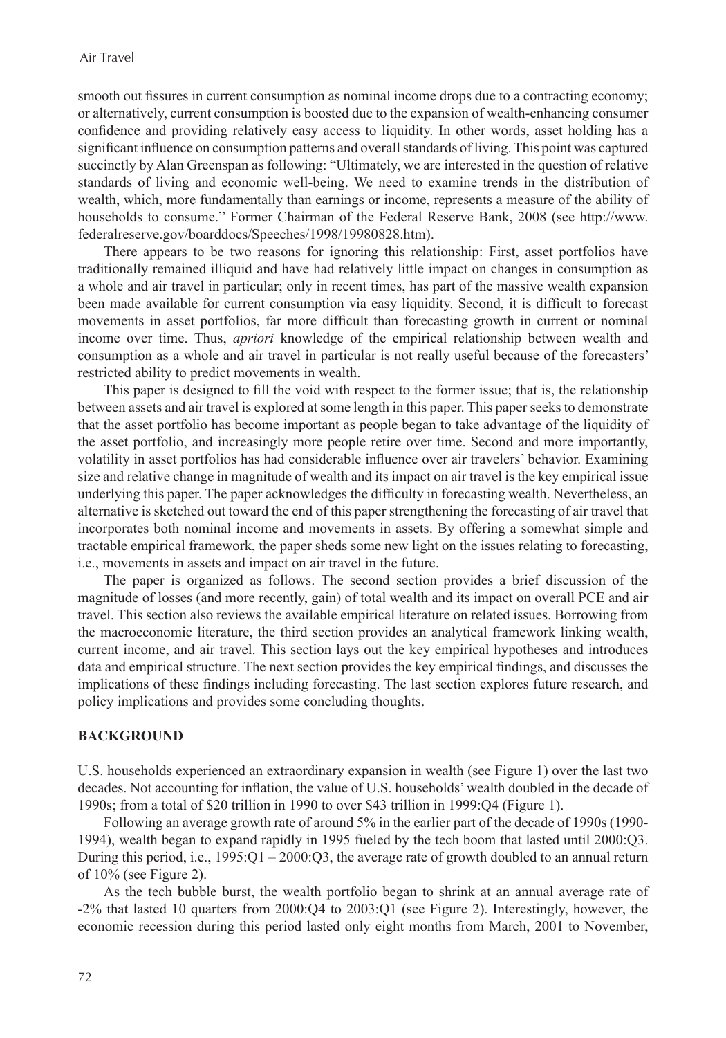smooth out fissures in current consumption as nominal income drops due to a contracting economy; or alternatively, current consumption is boosted due to the expansion of wealth-enhancing consumer confidence and providing relatively easy access to liquidity. In other words, asset holding has a significant influence on consumption patterns and overall standards of living. This point was captured succinctly by Alan Greenspan as following: "Ultimately, we are interested in the question of relative standards of living and economic well-being. We need to examine trends in the distribution of wealth, which, more fundamentally than earnings or income, represents a measure of the ability of households to consume." Former Chairman of the Federal Reserve Bank, 2008 (see http://www.federalreserve.gov/boarddocs/Speeches/1998/19980828.htm).

There appears to be two reasons for ignoring this relationship: First, asset portfolios have traditionally remained illiquid and have had relatively little impact on changes in consumption as a whole and air travel in particular; only in recent times, has part of the massive wealth expansion been made available for current consumption via easy liquidity. Second, it is difficult to forecast movements in asset portfolios, far more difficult than forecasting growth in current or nominal income over time. Thus, *apriori* knowledge of the empirical relationship between wealth and consumption as a whole and air travel in particular is not really useful because of the forecasters' restricted ability to predict movements in wealth.

This paper is designed to fill the void with respect to the former issue; that is, the relationship between assets and air travel is explored at some length in this paper. This paper seeks to demonstrate that the asset portfolio has become important as people began to take advantage of the liquidity of the asset portfolio, and increasingly more people retire over time. Second and more importantly, volatility in asset portfolios has had considerable influence over air travelers' behavior. Examining size and relative change in magnitude of wealth and its impact on air travel is the key empirical issue underlying this paper. The paper acknowledges the difficulty in forecasting wealth. Nevertheless, an alternative is sketched out toward the end of this paper strengthening the forecasting of air travel that incorporates both nominal income and movements in assets. By offering a somewhat simple and tractable empirical framework, the paper sheds some new light on the issues relating to forecasting, i.e., movements in assets and impact on air travel in the future.

The paper is organized as follows. The second section provides a brief discussion of the magnitude of losses (and more recently, gain) of total wealth and its impact on overall PCE and air travel. This section also reviews the available empirical literature on related issues. Borrowing from the macroeconomic literature, the third section provides an analytical framework linking wealth, current income, and air travel. This section lays out the key empirical hypotheses and introduces data and empirical structure. The next section provides the key empirical findings, and discusses the implications of these findings including forecasting. The last section explores future research, and policy implications and provides some concluding thoughts.

## BACKGROUND

U.S. households experienced an extraordinary expansion in wealth (see Figure 1) over the last two decades. Not accounting for inflation, the value of U.S. households' wealth doubled in the decade of 1990s; from a total of $20 trillion in 1990 to over $43 trillion in 1999:Q4 (Figure 1).

Following an average growth rate of around 5% in the earlier part of the decade of 1990s (1990-1994), wealth began to expand rapidly in 1995 fueled by the tech boom that lasted until 2000:Q3. During this period, i.e., 1995:Q1 – 2000:Q3, the average rate of growth doubled to an annual return of 10% (see Figure 2).

As the tech bubble burst, the wealth portfolio began to shrink at an annual average rate of -2% that lasted 10 quarters from 2000:Q4 to 2003:Q1 (see Figure 2). Interestingly, however, the economic recession during this period lasted only eight months from March, 2001 to November,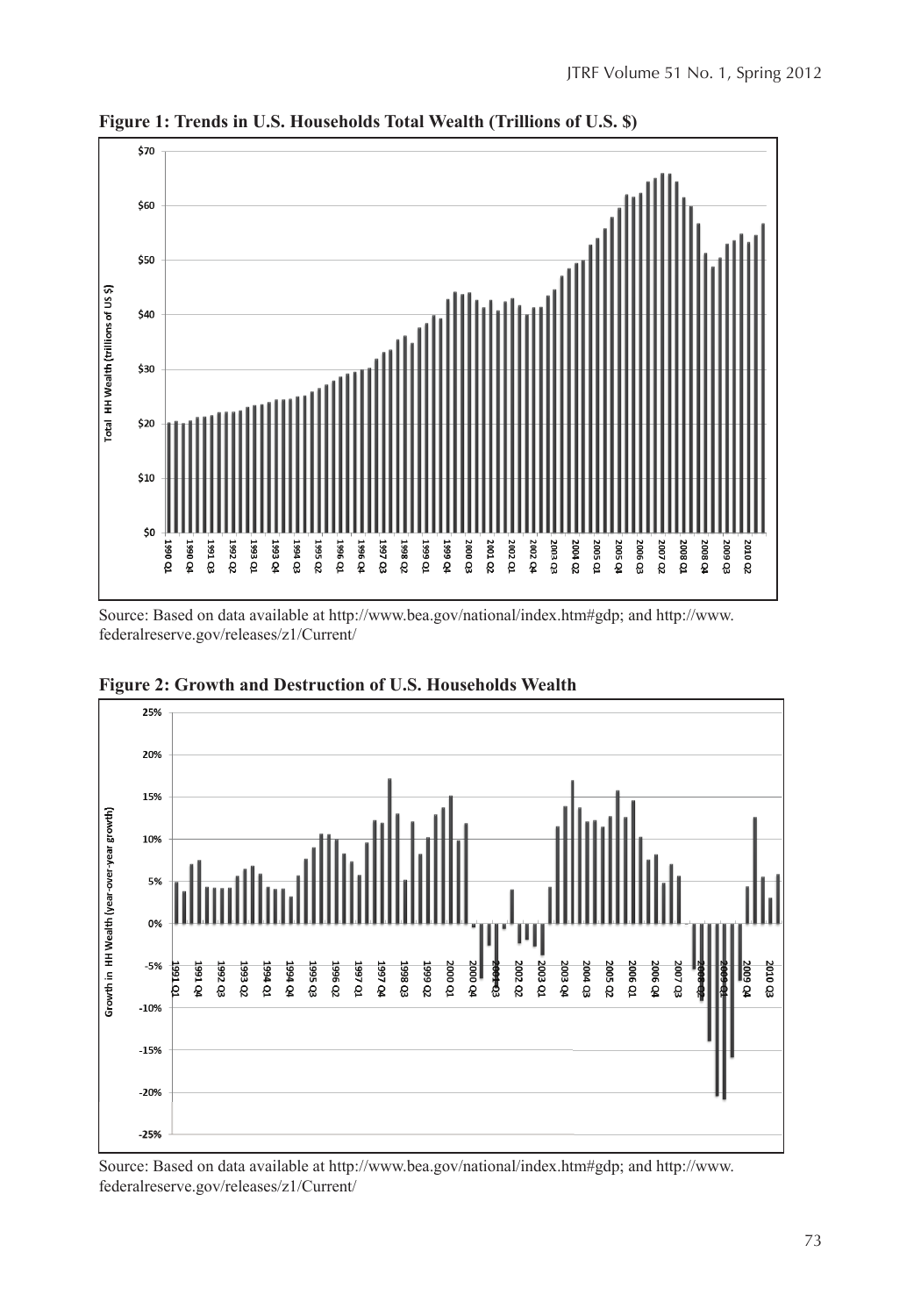**Figure 1: Trends in U.S. Households Total Wealth (Trillions of U.S. $)**

Source: Based on data available at http://www.bea.gov/national/index.htm#gdp; and http://www.federalreserve.gov/releases/z1/Current/

**Figure 2: Growth and Destruction of U.S. Households Wealth**

Source: Based on data available at http://www.bea.gov/national/index.htm#gdp; and http://www.federalreserve.gov/releases/z1/Current/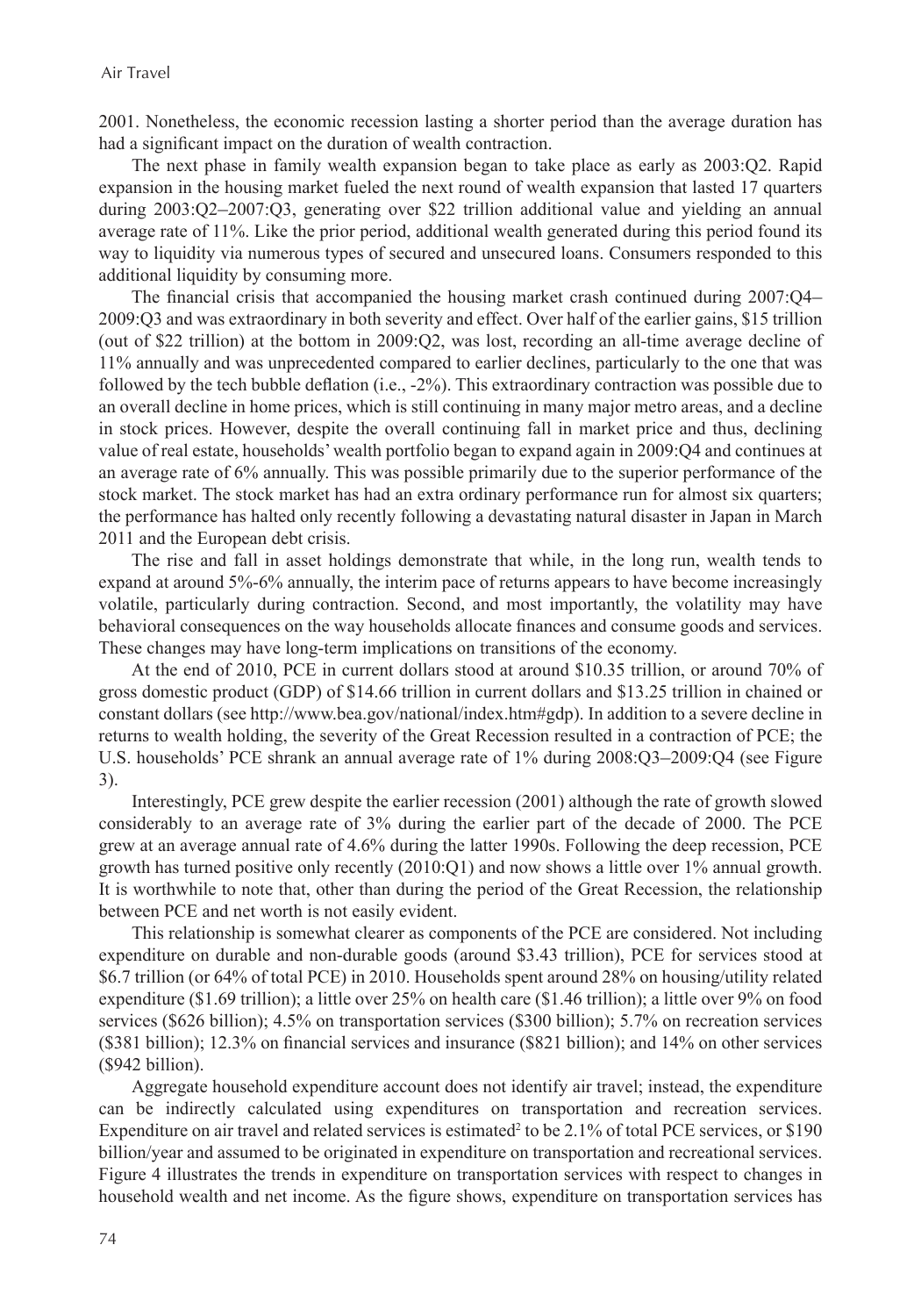2001. Nonetheless, the economic recession lasting a shorter period than the average duration has had a significant impact on the duration of wealth contraction.

The next phase in family wealth expansion began to take place as early as 2003:Q2. Rapid expansion in the housing market fueled the next round of wealth expansion that lasted 17 quarters during 2003:Q2–2007:Q3, generating over $22 trillion additional value and yielding an annual average rate of 11%. Like the prior period, additional wealth generated during this period found its way to liquidity via numerous types of secured and unsecured loans. Consumers responded to this additional liquidity by consuming more.

The financial crisis that accompanied the housing market crash continued during 2007:Q4–2009:Q3 and was extraordinary in both severity and effect. Over half of the earlier gains, $15 trillion (out of $22 trillion) at the bottom in 2009:Q2, was lost, recording an all-time average decline of 11% annually and was unprecedented compared to earlier declines, particularly to the one that was followed by the tech bubble deflation (i.e., -2%). This extraordinary contraction was possible due to an overall decline in home prices, which is still continuing in many major metro areas, and a decline in stock prices. However, despite the overall continuing fall in market price and thus, declining value of real estate, households' wealth portfolio began to expand again in 2009:Q4 and continues at an average rate of 6% annually. This was possible primarily due to the superior performance of the stock market. The stock market has had an extra ordinary performance run for almost six quarters; the performance has halted only recently following a devastating natural disaster in Japan in March 2011 and the European debt crisis.

The rise and fall in asset holdings demonstrate that while, in the long run, wealth tends to expand at around 5%-6% annually, the interim pace of returns appears to have become increasingly volatile, particularly during contraction. Second, and most importantly, the volatility may have behavioral consequences on the way households allocate finances and consume goods and services. These changes may have long-term implications on transitions of the economy.

At the end of 2010, PCE in current dollars stood at around $10.35 trillion, or around 70% of gross domestic product (GDP) of $14.66 trillion in current dollars and $13.25 trillion in chained or constant dollars (see http://www.bea.gov/national/index.htm#gdp). In addition to a severe decline in returns to wealth holding, the severity of the Great Recession resulted in a contraction of PCE; the U.S. households' PCE shrank an annual average rate of 1% during 2008:Q3–2009:Q4 (see Figure 3).

Interestingly, PCE grew despite the earlier recession (2001) although the rate of growth slowed considerably to an average rate of 3% during the earlier part of the decade of 2000. The PCE grew at an average annual rate of 4.6% during the latter 1990s. Following the deep recession, PCE growth has turned positive only recently (2010:Q1) and now shows a little over 1% annual growth. It is worthwhile to note that, other than during the period of the Great Recession, the relationship between PCE and net worth is not easily evident.

This relationship is somewhat clearer as components of the PCE are considered. Not including expenditure on durable and non-durable goods (around $3.43 trillion), PCE for services stood at $6.7 trillion (or 64% of total PCE) in 2010. Households spent around 28% on housing/utility related expenditure ($1.69 trillion); a little over 25% on health care ($1.46 trillion); a little over 9% on food services ($626 billion); 4.5% on transportation services ($300 billion); 5.7% on recreation services ($381 billion); 12.3% on financial services and insurance ($821 billion); and 14% on other services ($942 billion).

Aggregate household expenditure account does not identify air travel; instead, the expenditure can be indirectly calculated using expenditures on transportation and recreation services. Expenditure on air travel and related services is estimated[2] to be 2.1% of total PCE services, or $190 billion/year and assumed to be originated in expenditure on transportation and recreational services. Figure 4 illustrates the trends in expenditure on transportation services with respect to changes in household wealth and net income. As the figure shows, expenditure on transportation services has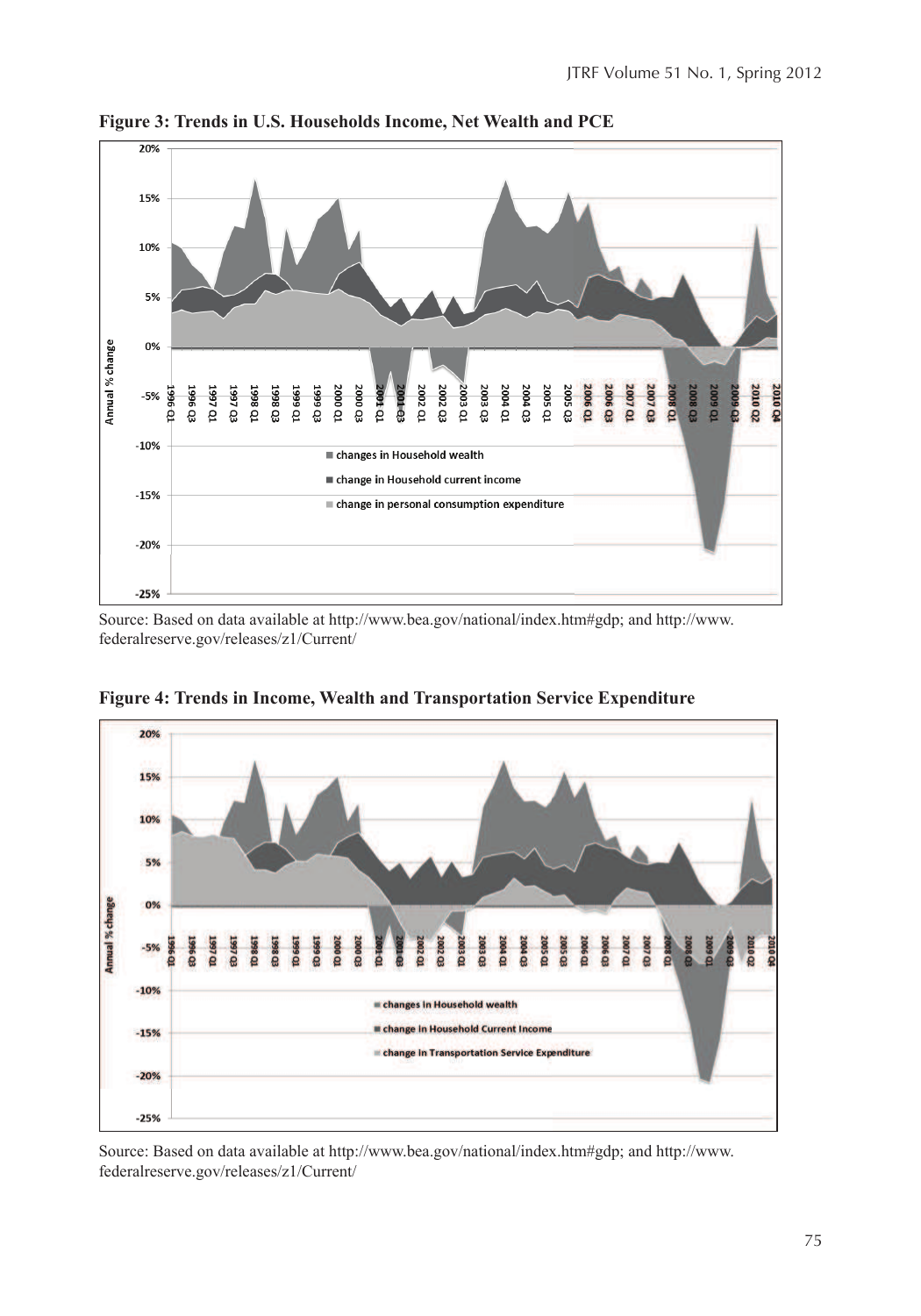**Figure 3: Trends in U.S. Households Income, Net Wealth and PCE**

Source: Based on data available at http://www.bea.gov/national/index.htm#gdp; and http://www.federalreserve.gov/releases/z1/Current/

**Figure 4: Trends in Income, Wealth and Transportation Service Expenditure**

Source: Based on data available at http://www.bea.gov/national/index.htm#gdp; and http://www.federalreserve.gov/releases/z1/Current/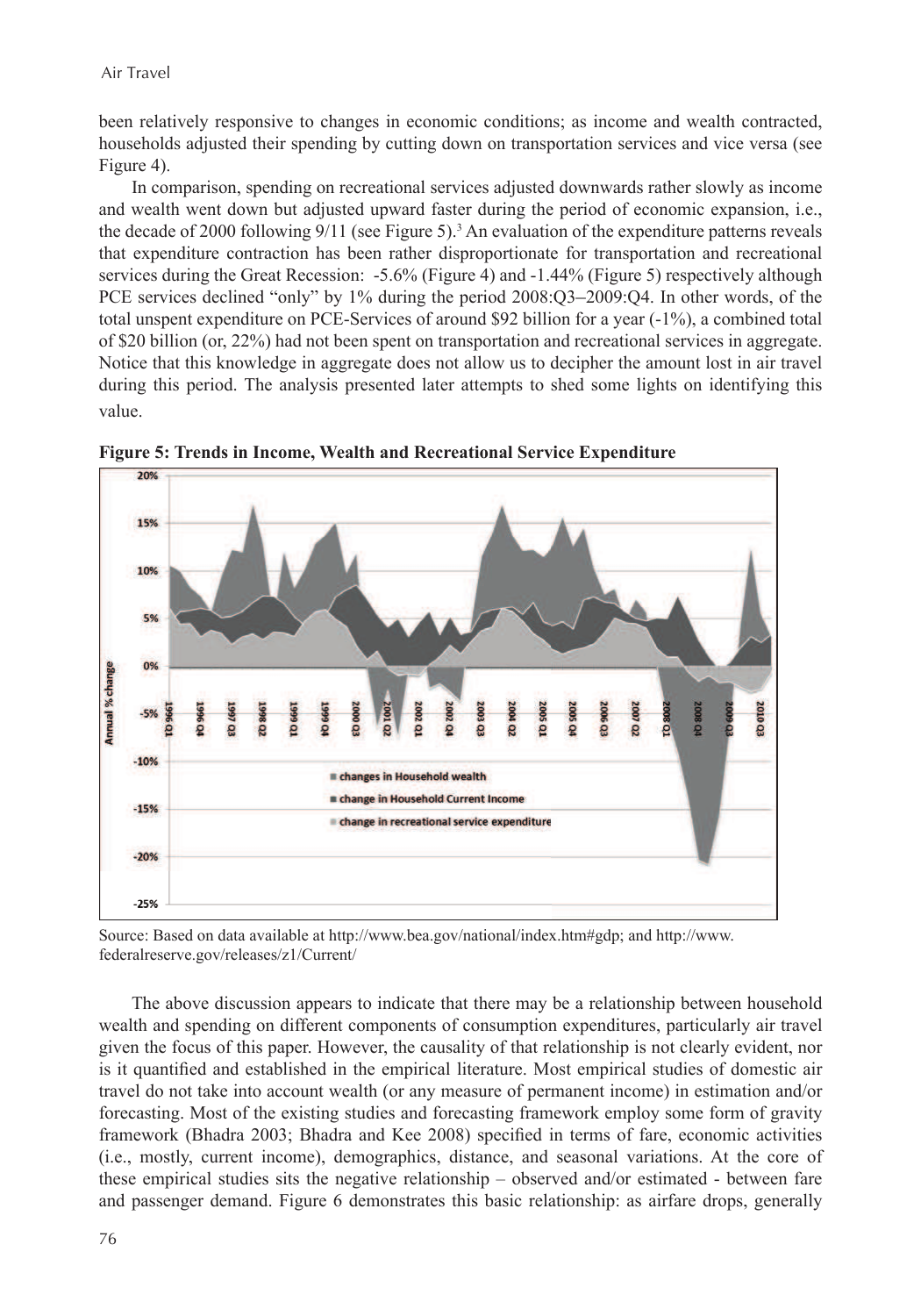been relatively responsive to changes in economic conditions; as income and wealth contracted, households adjusted their spending by cutting down on transportation services and vice versa (see Figure 4).

In comparison, spending on recreational services adjusted downwards rather slowly as income and wealth went down but adjusted upward faster during the period of economic expansion, i.e., the decade of 2000 following 9/11 (see Figure 5).[3] An evaluation of the expenditure patterns reveals that expenditure contraction has been rather disproportionate for transportation and recreational services during the Great Recession: -5.6% (Figure 4) and -1.44% (Figure 5) respectively although PCE services declined "only" by 1% during the period 2008:Q3–2009:Q4. In other words, of the total unspent expenditure on PCE-Services of around \$92 billion for a year (-1%), a combined total of \$20 billion (or, 22%) had not been spent on transportation and recreational services in aggregate. Notice that this knowledge in aggregate does not allow us to decipher the amount lost in air travel during this period. The analysis presented later attempts to shed some lights on identifying this value.

**Figure 5: Trends in Income, Wealth and Recreational Service Expenditure**

Source: Based on data available at http://www.bea.gov/national/index.htm#gdp; and http://www.federalreserve.gov/releases/z1/Current/

The above discussion appears to indicate that there may be a relationship between household wealth and spending on different components of consumption expenditures, particularly air travel given the focus of this paper. However, the causality of that relationship is not clearly evident, nor is it quantified and established in the empirical literature. Most empirical studies of domestic air travel do not take into account wealth (or any measure of permanent income) in estimation and/or forecasting. Most of the existing studies and forecasting framework employ some form of gravity framework (Bhadra 2003; Bhadra and Kee 2008) specified in terms of fare, economic activities (i.e., mostly, current income), demographics, distance, and seasonal variations. At the core of these empirical studies sits the negative relationship – observed and/or estimated - between fare and passenger demand. Figure 6 demonstrates this basic relationship: as airfare drops, generally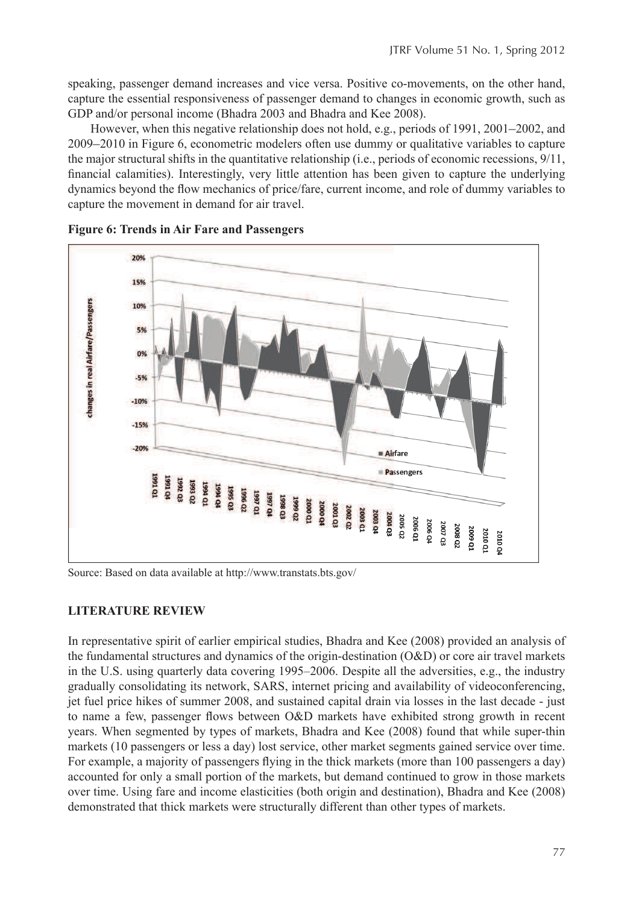speaking, passenger demand increases and vice versa. Positive co-movements, on the other hand, capture the essential responsiveness of passenger demand to changes in economic growth, such as GDP and/or personal income (Bhadra 2003 and Bhadra and Kee 2008).

However, when this negative relationship does not hold, e.g., periods of 1991, 2001–2002, and 2009–2010 in Figure 6, econometric modelers often use dummy or qualitative variables to capture the major structural shifts in the quantitative relationship (i.e., periods of economic recessions, 9/11, financial calamities). Interestingly, very little attention has been given to capture the underlying dynamics beyond the flow mechanics of price/fare, current income, and role of dummy variables to capture the movement in demand for air travel.

**Figure 6: Trends in Air Fare and Passengers**

Source: Based on data available at http://www.transtats.bts.gov/

## LITERATURE REVIEW

In representative spirit of earlier empirical studies, Bhadra and Kee (2008) provided an analysis of the fundamental structures and dynamics of the origin-destination (O&D) or core air travel markets in the U.S. using quarterly data covering 1995–2006. Despite all the adversities, e.g., the industry gradually consolidating its network, SARS, internet pricing and availability of videoconferencing, jet fuel price hikes of summer 2008, and sustained capital drain via losses in the last decade - just to name a few, passenger flows between O&D markets have exhibited strong growth in recent years. When segmented by types of markets, Bhadra and Kee (2008) found that while super-thin markets (10 passengers or less a day) lost service, other market segments gained service over time. For example, a majority of passengers flying in the thick markets (more than 100 passengers a day) accounted for only a small portion of the markets, but demand continued to grow in those markets over time. Using fare and income elasticities (both origin and destination), Bhadra and Kee (2008) demonstrated that thick markets were structurally different than other types of markets.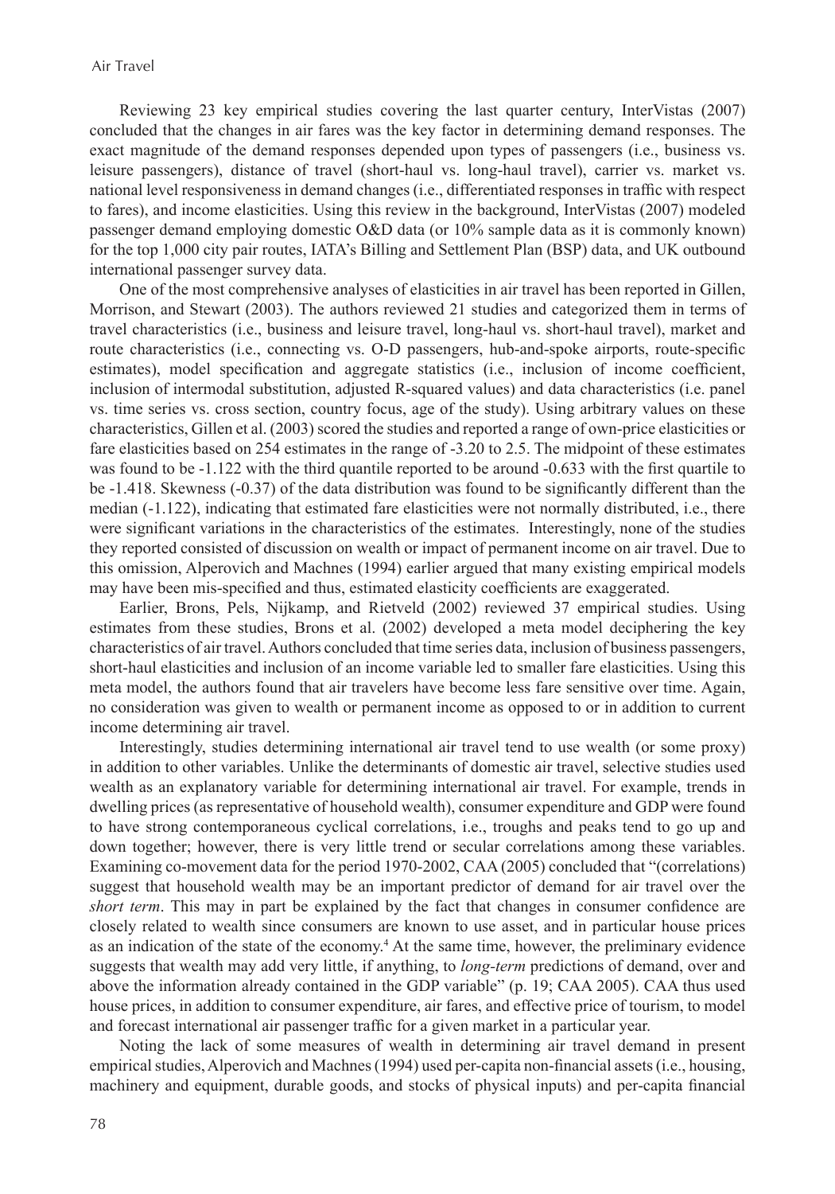Reviewing 23 key empirical studies covering the last quarter century, InterVistas (2007) concluded that the changes in air fares was the key factor in determining demand responses. The exact magnitude of the demand responses depended upon types of passengers (i.e., business vs. leisure passengers), distance of travel (short-haul vs. long-haul travel), carrier vs. market vs. national level responsiveness in demand changes (i.e., differentiated responses in traffic with respect to fares), and income elasticities. Using this review in the background, InterVistas (2007) modeled passenger demand employing domestic O&D data (or 10% sample data as it is commonly known) for the top 1,000 city pair routes, IATA's Billing and Settlement Plan (BSP) data, and UK outbound international passenger survey data.

One of the most comprehensive analyses of elasticities in air travel has been reported in Gillen, Morrison, and Stewart (2003). The authors reviewed 21 studies and categorized them in terms of travel characteristics (i.e., business and leisure travel, long-haul vs. short-haul travel), market and route characteristics (i.e., connecting vs. O-D passengers, hub-and-spoke airports, route-specific estimates), model specification and aggregate statistics (i.e., inclusion of income coefficient, inclusion of intermodal substitution, adjusted R-squared values) and data characteristics (i.e. panel vs. time series vs. cross section, country focus, age of the study). Using arbitrary values on these characteristics, Gillen et al. (2003) scored the studies and reported a range of own-price elasticities or fare elasticities based on 254 estimates in the range of -3.20 to 2.5. The midpoint of these estimates was found to be -1.122 with the third quantile reported to be around -0.633 with the first quartile to be -1.418. Skewness (-0.37) of the data distribution was found to be significantly different than the median (-1.122), indicating that estimated fare elasticities were not normally distributed, i.e., there were significant variations in the characteristics of the estimates. Interestingly, none of the studies they reported consisted of discussion on wealth or impact of permanent income on air travel. Due to this omission, Alperovich and Machnes (1994) earlier argued that many existing empirical models may have been mis-specified and thus, estimated elasticity coefficients are exaggerated.

Earlier, Brons, Pels, Nijkamp, and Rietveld (2002) reviewed 37 empirical studies. Using estimates from these studies, Brons et al. (2002) developed a meta model deciphering the key characteristics of air travel. Authors concluded that time series data, inclusion of business passengers, short-haul elasticities and inclusion of an income variable led to smaller fare elasticities. Using this meta model, the authors found that air travelers have become less fare sensitive over time. Again, no consideration was given to wealth or permanent income as opposed to or in addition to current income determining air travel.

Interestingly, studies determining international air travel tend to use wealth (or some proxy) in addition to other variables. Unlike the determinants of domestic air travel, selective studies used wealth as an explanatory variable for determining international air travel. For example, trends in dwelling prices (as representative of household wealth), consumer expenditure and GDP were found to have strong contemporaneous cyclical correlations, i.e., troughs and peaks tend to go up and down together; however, there is very little trend or secular correlations among these variables. Examining co-movement data for the period 1970-2002, CAA (2005) concluded that "(correlations) suggest that household wealth may be an important predictor of demand for air travel over the *short term*. This may in part be explained by the fact that changes in consumer confidence are closely related to wealth since consumers are known to use asset, and in particular house prices as an indication of the state of the economy.[4] At the same time, however, the preliminary evidence suggests that wealth may add very little, if anything, to *long-term* predictions of demand, over and above the information already contained in the GDP variable" (p. 19; CAA 2005). CAA thus used house prices, in addition to consumer expenditure, air fares, and effective price of tourism, to model and forecast international air passenger traffic for a given market in a particular year.

Noting the lack of some measures of wealth in determining air travel demand in present empirical studies, Alperovich and Machnes (1994) used per-capita non-financial assets (i.e., housing, machinery and equipment, durable goods, and stocks of physical inputs) and per-capita financial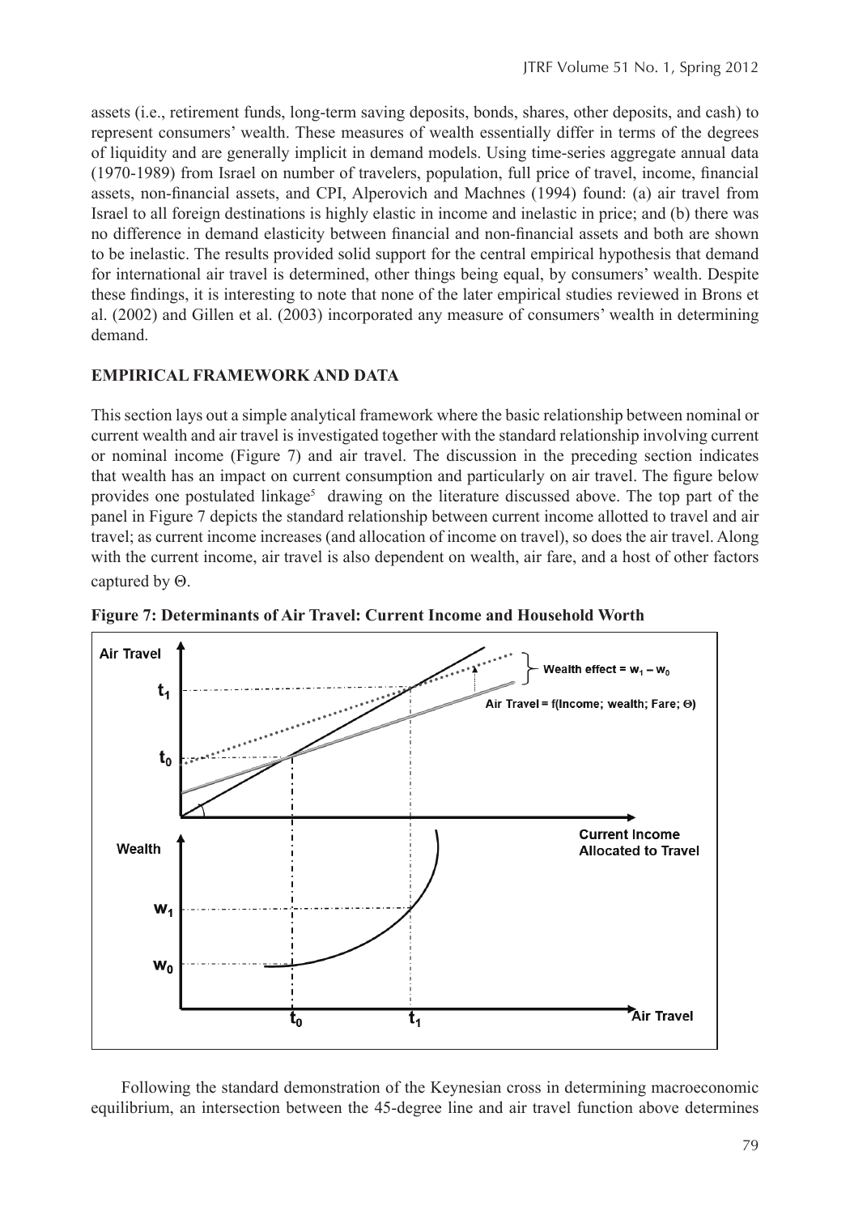assets (i.e., retirement funds, long-term saving deposits, bonds, shares, other deposits, and cash) to represent consumers' wealth. These measures of wealth essentially differ in terms of the degrees of liquidity and are generally implicit in demand models. Using time-series aggregate annual data (1970-1989) from Israel on number of travelers, population, full price of travel, income, financial assets, non-financial assets, and CPI, Alperovich and Machnes (1994) found: (a) air travel from Israel to all foreign destinations is highly elastic in income and inelastic in price; and (b) there was no difference in demand elasticity between financial and non-financial assets and both are shown to be inelastic. The results provided solid support for the central empirical hypothesis that demand for international air travel is determined, other things being equal, by consumers' wealth. Despite these findings, it is interesting to note that none of the later empirical studies reviewed in Brons et al. (2002) and Gillen et al. (2003) incorporated any measure of consumers' wealth in determining demand.

## EMPIRICAL FRAMEWORK AND DATA

This section lays out a simple analytical framework where the basic relationship between nominal or current wealth and air travel is investigated together with the standard relationship involving current or nominal income (Figure 7) and air travel. The discussion in the preceding section indicates that wealth has an impact on current consumption and particularly on air travel. The figure below provides one postulated linkage[5] drawing on the literature discussed above. The top part of the panel in Figure 7 depicts the standard relationship between current income allotted to travel and air travel; as current income increases (and allocation of income on travel), so does the air travel. Along with the current income, air travel is also dependent on wealth, air fare, and a host of other factors captured by $\Theta$.

**Figure 7: Determinants of Air Travel: Current Income and Household Worth**

Following the standard demonstration of the Keynesian cross in determining macroeconomic equilibrium, an intersection between the 45-degree line and air travel function above determines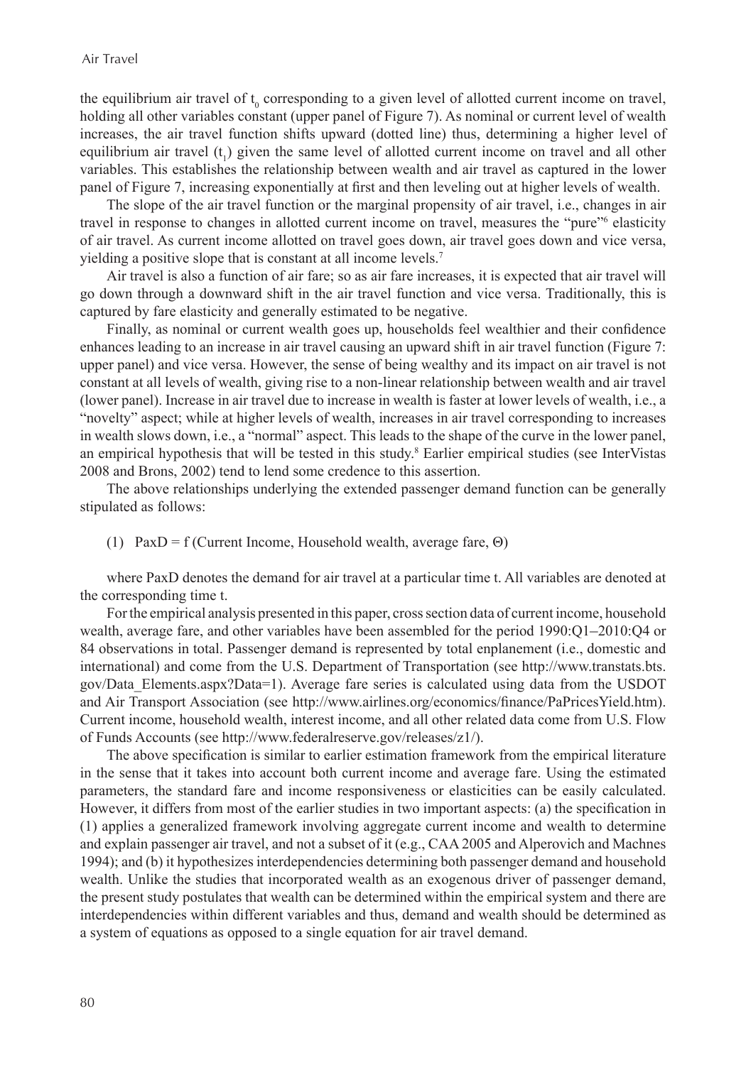the equilibrium air travel of $t_0$ corresponding to a given level of allotted current income on travel, holding all other variables constant (upper panel of Figure 7). As nominal or current level of wealth increases, the air travel function shifts upward (dotted line) thus, determining a higher level of equilibrium air travel ($t_1$) given the same level of allotted current income on travel and all other variables. This establishes the relationship between wealth and air travel as captured in the lower panel of Figure 7, increasing exponentially at first and then leveling out at higher levels of wealth.

The slope of the air travel function or the marginal propensity of air travel, i.e., changes in air travel in response to changes in allotted current income on travel, measures the "pure"[6] elasticity of air travel. As current income allotted on travel goes down, air travel goes down and vice versa, yielding a positive slope that is constant at all income levels.[7]

Air travel is also a function of air fare; so as air fare increases, it is expected that air travel will go down through a downward shift in the air travel function and vice versa. Traditionally, this is captured by fare elasticity and generally estimated to be negative.

Finally, as nominal or current wealth goes up, households feel wealthier and their confidence enhances leading to an increase in air travel causing an upward shift in air travel function (Figure 7: upper panel) and vice versa. However, the sense of being wealthy and its impact on air travel is not constant at all levels of wealth, giving rise to a non-linear relationship between wealth and air travel (lower panel). Increase in air travel due to increase in wealth is faster at lower levels of wealth, i.e., a "novelty" aspect; while at higher levels of wealth, increases in air travel corresponding to increases in wealth slows down, i.e., a "normal" aspect. This leads to the shape of the curve in the lower panel, an empirical hypothesis that will be tested in this study.[8] Earlier empirical studies (see InterVistas 2008 and Brons, 2002) tend to lend some credence to this assertion.

The above relationships underlying the extended passenger demand function can be generally stipulated as follows:

(1) $\text{PaxD} = f(\text{Current Income, Household wealth, average fare, } \Theta)$

where PaxD denotes the demand for air travel at a particular time t. All variables are denoted at the corresponding time t.

For the empirical analysis presented in this paper, cross section data of current income, household wealth, average fare, and other variables have been assembled for the period 1990:Q1–2010:Q4 or 84 observations in total. Passenger demand is represented by total enplanement (i.e., domestic and international) and come from the U.S. Department of Transportation (see http://www.transtats.bts.gov/Data_Elements.aspx?Data=1). Average fare series is calculated using data from the USDOT and Air Transport Association (see http://www.airlines.org/economics/finance/PaPricesYield.htm). Current income, household wealth, interest income, and all other related data come from U.S. Flow of Funds Accounts (see http://www.federalreserve.gov/releases/z1/).

The above specification is similar to earlier estimation framework from the empirical literature in the sense that it takes into account both current income and average fare. Using the estimated parameters, the standard fare and income responsiveness or elasticities can be easily calculated. However, it differs from most of the earlier studies in two important aspects: (a) the specification in (1) applies a generalized framework involving aggregate current income and wealth to determine and explain passenger air travel, and not a subset of it (e.g., CAA 2005 and Alperovich and Machnes 1994); and (b) it hypothesizes interdependencies determining both passenger demand and household wealth. Unlike the studies that incorporated wealth as an exogenous driver of passenger demand, the present study postulates that wealth can be determined within the empirical system and there are interdependencies within different variables and thus, demand and wealth should be determined as a system of equations as opposed to a single equation for air travel demand.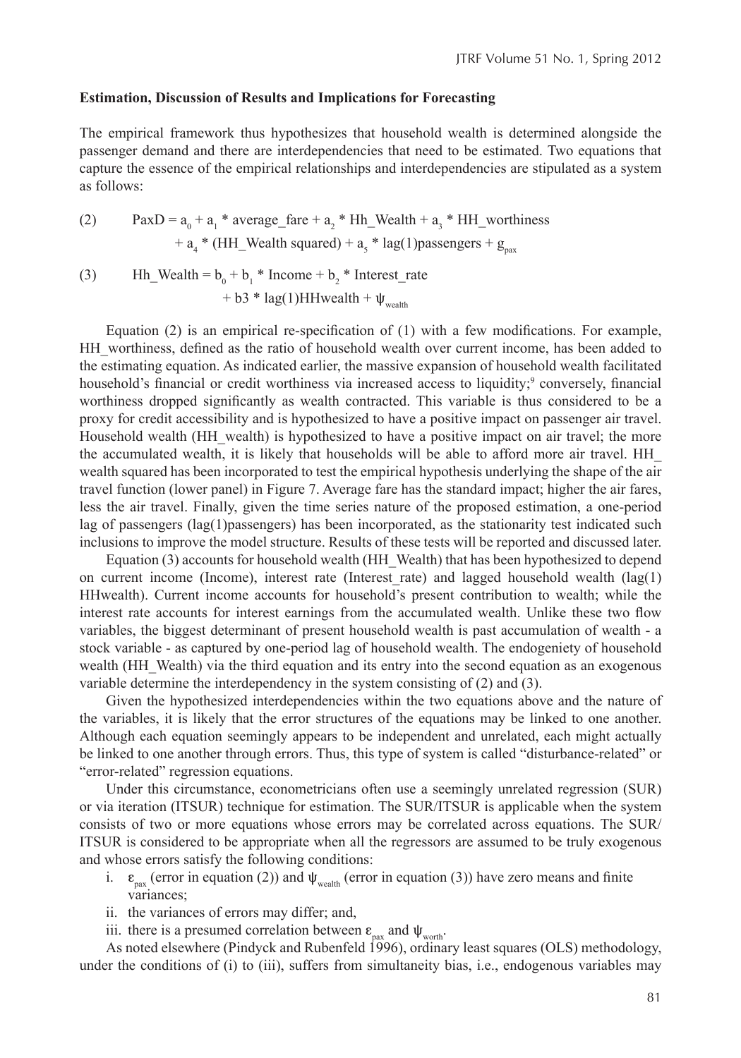**Estimation, Discussion of Results and Implications for Forecasting**

The empirical framework thus hypothesizes that household wealth is determined alongside the passenger demand and there are interdependencies that need to be estimated. Two equations that capture the essence of the empirical relationships and interdependencies are stipulated as a system as follows:

$$\text{(2)} \qquad PaxD = a_0 + a_1 * average\_fare + a_2 * Hh\_Wealth + a_3 * HH\_worthiness + a_4 * (HH\_Wealth\ squared) + a_5 * lag(1)passengers + g_{pax}$$

$$\text{(3)} \qquad Hh\_Wealth = b_0 + b_1 * Income + b_2 * Interest\_rate + b3 * lag(1)HHwealth + \psi_{wealth}$$

Equation (2) is an empirical re-specification of (1) with a few modifications. For example, HH_worthiness, defined as the ratio of household wealth over current income, has been added to the estimating equation. As indicated earlier, the massive expansion of household wealth facilitated household's financial or credit worthiness via increased access to liquidity;[9] conversely, financial worthiness dropped significantly as wealth contracted. This variable is thus considered to be a proxy for credit accessibility and is hypothesized to have a positive impact on passenger air travel. Household wealth (HH_wealth) is hypothesized to have a positive impact on air travel; the more the accumulated wealth, it is likely that households will be able to afford more air travel. HH_ wealth squared has been incorporated to test the empirical hypothesis underlying the shape of the air travel function (lower panel) in Figure 7. Average fare has the standard impact; higher the air fares, less the air travel. Finally, given the time series nature of the proposed estimation, a one-period lag of passengers (lag(1)passengers) has been incorporated, as the stationarity test indicated such inclusions to improve the model structure. Results of these tests will be reported and discussed later.

Equation (3) accounts for household wealth (HH_Wealth) that has been hypothesized to depend on current income (Income), interest rate (Interest_rate) and lagged household wealth (lag(1) HHwealth). Current income accounts for household's present contribution to wealth; while the interest rate accounts for interest earnings from the accumulated wealth. Unlike these two flow variables, the biggest determinant of present household wealth is past accumulation of wealth - a stock variable - as captured by one-period lag of household wealth. The endogeniety of household wealth (HH_Wealth) via the third equation and its entry into the second equation as an exogenous variable determine the interdependency in the system consisting of (2) and (3).

Given the hypothesized interdependencies within the two equations above and the nature of the variables, it is likely that the error structures of the equations may be linked to one another. Although each equation seemingly appears to be independent and unrelated, each might actually be linked to one another through errors. Thus, this type of system is called "disturbance-related" or "error-related" regression equations.

Under this circumstance, econometricians often use a seemingly unrelated regression (SUR) or via iteration (ITSUR) technique for estimation. The SUR/ITSUR is applicable when the system consists of two or more equations whose errors may be correlated across equations. The SUR/ ITSUR is considered to be appropriate when all the regressors are assumed to be truly exogenous and whose errors satisfy the following conditions:

i. $\varepsilon_{pax}$ (error in equation (2)) and $\psi_{wealth}$ (error in equation (3)) have zero means and finite variances;
ii. the variances of errors may differ; and,
iii. there is a presumed correlation between $\varepsilon_{pax}$ and $\psi_{worth}$.

As noted elsewhere (Pindyck and Rubenfeld 1996), ordinary least squares (OLS) methodology, under the conditions of (i) to (iii), suffers from simultaneity bias, i.e., endogenous variables may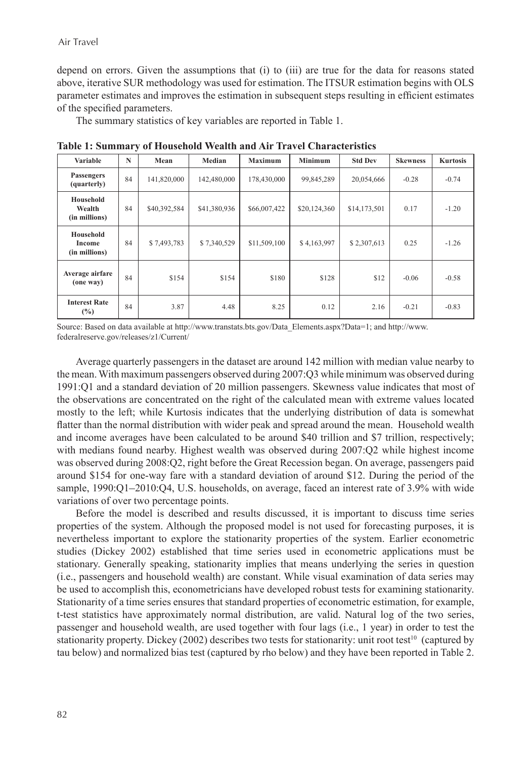depend on errors. Given the assumptions that (i) to (iii) are true for the data for reasons stated above, iterative SUR methodology was used for estimation. The ITSUR estimation begins with OLS parameter estimates and improves the estimation in subsequent steps resulting in efficient estimates of the specified parameters.

The summary statistics of key variables are reported in Table 1.

**Table 1: Summary of Household Wealth and Air Travel Characteristics**

| Variable | N | Mean | Median | Maximum | Minimum | Std Dev | Skewness | Kurtosis |
|---|---|---|---|---|---|---|---|---|
| **Passengers (quarterly)** | 84 | 141,820,000 | 142,480,000 | 178,430,000 | 99,845,289 | 20,054,666 | -0.28 | -0.74 |
| **Household Wealth (in millions)** | 84 | $40,392,584 | $41,380,936 | $66,007,422 | $20,124,360 | $14,173,501 | 0.17 | -1.20 |
| **Household Income (in millions)** | 84 | $ 7,493,783 | $ 7,340,529 | $11,509,100 | $ 4,163,997 | $ 2,307,613 | 0.25 | -1.26 |
| **Average airfare (one way)** | 84 | $154 | $154 | $180 | $128 | $12 | -0.06 | -0.58 |
| **Interest Rate (%)** | 84 | 3.87 | 4.48 | 8.25 | 0.12 | 2.16 | -0.21 | -0.83 |

Source: Based on data available at http://www.transtats.bts.gov/Data_Elements.aspx?Data=1; and http://www.federalreserve.gov/releases/z1/Current/

Average quarterly passengers in the dataset are around 142 million with median value nearby to the mean. With maximum passengers observed during 2007:Q3 while minimum was observed during 1991:Q1 and a standard deviation of 20 million passengers. Skewness value indicates that most of the observations are concentrated on the right of the calculated mean with extreme values located mostly to the left; while Kurtosis indicates that the underlying distribution of data is somewhat flatter than the normal distribution with wider peak and spread around the mean. Household wealth and income averages have been calculated to be around $40 trillion and $7 trillion, respectively; with medians found nearby. Highest wealth was observed during 2007:Q2 while highest income was observed during 2008:Q2, right before the Great Recession began. On average, passengers paid around $154 for one-way fare with a standard deviation of around $12. During the period of the sample, 1990:Q1–2010:Q4, U.S. households, on average, faced an interest rate of 3.9% with wide variations of over two percentage points.

Before the model is described and results discussed, it is important to discuss time series properties of the system. Although the proposed model is not used for forecasting purposes, it is nevertheless important to explore the stationarity properties of the system. Earlier econometric studies (Dickey 2002) established that time series used in econometric applications must be stationary. Generally speaking, stationarity implies that means underlying the series in question (i.e., passengers and household wealth) are constant. While visual examination of data series may be used to accomplish this, econometricians have developed robust tests for examining stationarity. Stationarity of a time series ensures that standard properties of econometric estimation, for example, t-test statistics have approximately normal distribution, are valid. Natural log of the two series, passenger and household wealth, are used together with four lags (i.e., 1 year) in order to test the stationarity property. Dickey (2002) describes two tests for stationarity: unit root test[10] (captured by tau below) and normalized bias test (captured by rho below) and they have been reported in Table 2.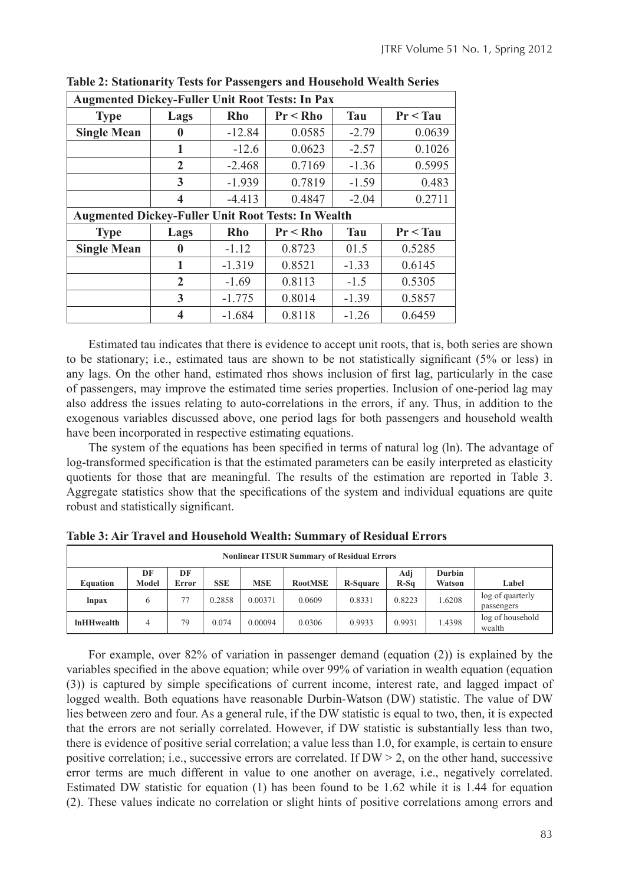**Table 2: Stationarity Tests for Passengers and Household Wealth Series**

| Augmented Dickey-Fuller Unit Root Tests: In Pax | | | | | |
|---|---|---|---|---|---|
| **Type** | **Lags** | **Rho** | **Pr < Rho** | **Tau** | **Pr < Tau** |
| **Single Mean** | **0** | -12.84 | 0.0585 | -2.79 | 0.0639 |
| | **1** | -12.6 | 0.0623 | -2.57 | 0.1026 |
| | **2** | -2.468 | 0.7169 | -1.36 | 0.5995 |
| | **3** | -1.939 | 0.7819 | -1.59 | 0.483 |
| | **4** | -4.413 | 0.4847 | -2.04 | 0.2711 |
| **Augmented Dickey-Fuller Unit Root Tests: In Wealth** | | | | | |
| **Type** | **Lags** | **Rho** | **Pr < Rho** | **Tau** | **Pr < Tau** |
| **Single Mean** | **0** | -1.12 | 0.8723 | 01.5 | 0.5285 |
| | **1** | -1.319 | 0.8521 | -1.33 | 0.6145 |
| | **2** | -1.69 | 0.8113 | -1.5 | 0.5305 |
| | **3** | -1.775 | 0.8014 | -1.39 | 0.5857 |
| | **4** | -1.684 | 0.8118 | -1.26 | 0.6459 |

Estimated tau indicates that there is evidence to accept unit roots, that is, both series are shown to be stationary; i.e., estimated taus are shown to be not statistically significant (5% or less) in any lags. On the other hand, estimated rhos shows inclusion of first lag, particularly in the case of passengers, may improve the estimated time series properties. Inclusion of one-period lag may also address the issues relating to auto-correlations in the errors, if any. Thus, in addition to the exogenous variables discussed above, one period lags for both passengers and household wealth have been incorporated in respective estimating equations.

The system of the equations has been specified in terms of natural log (ln). The advantage of log-transformed specification is that the estimated parameters can be easily interpreted as elasticity quotients for those that are meaningful. The results of the estimation are reported in Table 3. Aggregate statistics show that the specifications of the system and individual equations are quite robust and statistically significant.

**Table 3: Air Travel and Household Wealth: Summary of Residual Errors**

| Nonlinear ITSUR Summary of Residual Errors | | | | | | | | | |
|---|---|---|---|---|---|---|---|---|---|
| **Equation** | **DF Model** | **DF Error** | **SSE** | **MSE** | **RootMSE** | **R-Square** | **Adj R-Sq** | **Durbin Watson** | **Label** |
| **lnpax** | 6 | 77 | 0.2858 | 0.00371 | 0.0609 | 0.8331 | 0.8223 | 1.6208 | log of quarterly passengers |
| **lnHHwealth** | 4 | 79 | 0.074 | 0.00094 | 0.0306 | 0.9933 | 0.9931 | 1.4398 | log of household wealth |

For example, over 82% of variation in passenger demand (equation (2)) is explained by the variables specified in the above equation; while over 99% of variation in wealth equation (equation (3)) is captured by simple specifications of current income, interest rate, and lagged impact of logged wealth. Both equations have reasonable Durbin-Watson (DW) statistic. The value of DW lies between zero and four. As a general rule, if the DW statistic is equal to two, then, it is expected that the errors are not serially correlated. However, if DW statistic is substantially less than two, there is evidence of positive serial correlation; a value less than 1.0, for example, is certain to ensure positive correlation; i.e., successive errors are correlated. If DW > 2, on the other hand, successive error terms are much different in value to one another on average, i.e., negatively correlated. Estimated DW statistic for equation (1) has been found to be 1.62 while it is 1.44 for equation (2). These values indicate no correlation or slight hints of positive correlations among errors and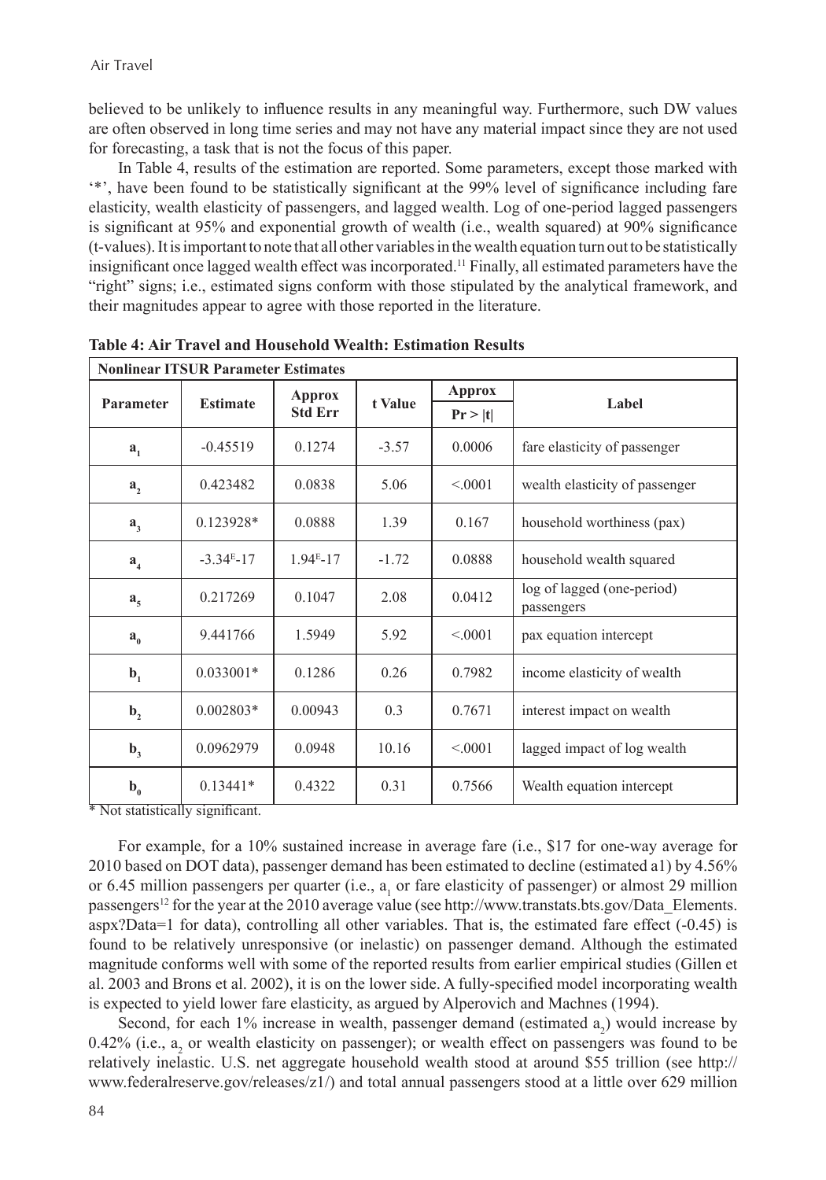believed to be unlikely to influence results in any meaningful way. Furthermore, such DW values are often observed in long time series and may not have any material impact since they are not used for forecasting, a task that is not the focus of this paper.

In Table 4, results of the estimation are reported. Some parameters, except those marked with '*', have been found to be statistically significant at the 99% level of significance including fare elasticity, wealth elasticity of passengers, and lagged wealth. Log of one-period lagged passengers is significant at 95% and exponential growth of wealth (i.e., wealth squared) at 90% significance (t-values). It is important to note that all other variables in the wealth equation turn out to be statistically insignificant once lagged wealth effect was incorporated.[11] Finally, all estimated parameters have the "right" signs; i.e., estimated signs conform with those stipulated by the analytical framework, and their magnitudes appear to agree with those reported in the literature.

**Table 4: Air Travel and Household Wealth: Estimation Results**

| **Nonlinear ITSUR Parameter Estimates** | | | | | |
|---|---|---|---|---|---|
| **Parameter** | **Estimate** | **Approx Std Err** | **t Value** | **Approx Pr > \|t\|** | **Label** |
| $a_1$ | -0.45519 | 0.1274 | -3.57 | 0.0006 | fare elasticity of passenger |
| $a_2$ | 0.423482 | 0.0838 | 5.06 | <.0001 | wealth elasticity of passenger |
| $a_3$ | 0.123928* | 0.0888 | 1.39 | 0.167 | household worthiness (pax) |
| $a_4$ | -3.34E-17 | 1.94E-17 | -1.72 | 0.0888 | household wealth squared |
| $a_5$ | 0.217269 | 0.1047 | 2.08 | 0.0412 | log of lagged (one-period) passengers |
| $a_0$ | 9.441766 | 1.5949 | 5.92 | <.0001 | pax equation intercept |
| $b_1$ | 0.033001* | 0.1286 | 0.26 | 0.7982 | income elasticity of wealth |
| $b_2$ | 0.002803* | 0.00943 | 0.3 | 0.7671 | interest impact on wealth |
| $b_3$ | 0.0962979 | 0.0948 | 10.16 | <.0001 | lagged impact of log wealth |
| $b_0$ | 0.13441* | 0.4322 | 0.31 | 0.7566 | Wealth equation intercept |

\* Not statistically significant.

For example, for a 10% sustained increase in average fare (i.e., $17 for one-way average for 2010 based on DOT data), passenger demand has been estimated to decline (estimated a1) by 4.56% or 6.45 million passengers per quarter (i.e., $a_1$ or fare elasticity of passenger) or almost 29 million passengers[12] for the year at the 2010 average value (see http://www.transtats.bts.gov/Data_Elements.aspx?Data=1 for data), controlling all other variables. That is, the estimated fare effect (-0.45) is found to be relatively unresponsive (or inelastic) on passenger demand. Although the estimated magnitude conforms well with some of the reported results from earlier empirical studies (Gillen et al. 2003 and Brons et al. 2002), it is on the lower side. A fully-specified model incorporating wealth is expected to yield lower fare elasticity, as argued by Alperovich and Machnes (1994).

Second, for each 1% increase in wealth, passenger demand (estimated $a_2$) would increase by 0.42% (i.e., $a_2$ or wealth elasticity on passenger); or wealth effect on passengers was found to be relatively inelastic. U.S. net aggregate household wealth stood at around $55 trillion (see http://www.federalreserve.gov/releases/z1/) and total annual passengers stood at a little over 629 million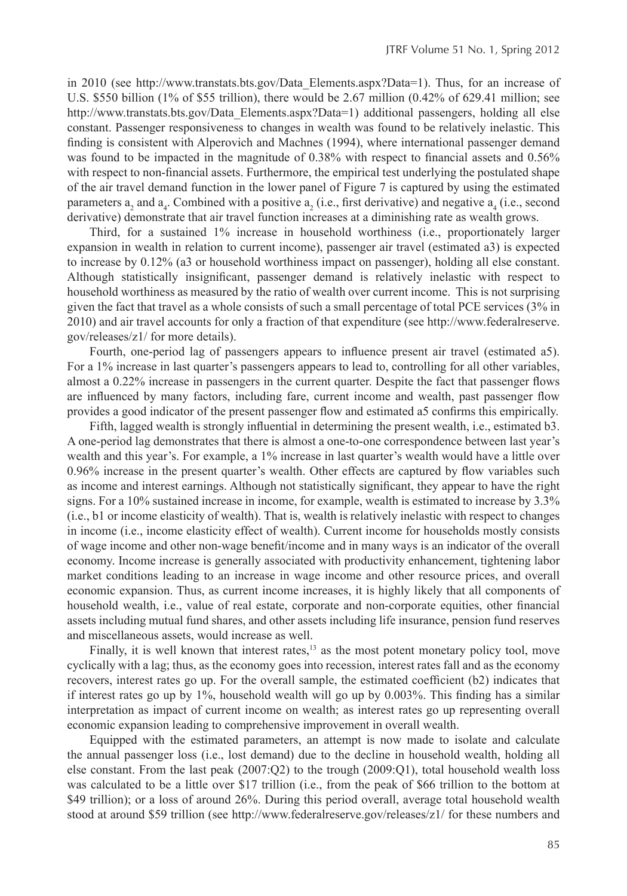in 2010 (see http://www.transtats.bts.gov/Data_Elements.aspx?Data=1). Thus, for an increase of U.S. $550 billion (1% of $55 trillion), there would be 2.67 million (0.42% of 629.41 million; see http://www.transtats.bts.gov/Data_Elements.aspx?Data=1) additional passengers, holding all else constant. Passenger responsiveness to changes in wealth was found to be relatively inelastic. This finding is consistent with Alperovich and Machnes (1994), where international passenger demand was found to be impacted in the magnitude of 0.38% with respect to financial assets and 0.56% with respect to non-financial assets. Furthermore, the empirical test underlying the postulated shape of the air travel demand function in the lower panel of Figure 7 is captured by using the estimated parameters $a_2$ and $a_4$. Combined with a positive $a_2$ (i.e., first derivative) and negative $a_4$ (i.e., second derivative) demonstrate that air travel function increases at a diminishing rate as wealth grows.

Third, for a sustained 1% increase in household worthiness (i.e., proportionately larger expansion in wealth in relation to current income), passenger air travel (estimated a3) is expected to increase by 0.12% (a3 or household worthiness impact on passenger), holding all else constant. Although statistically insignificant, passenger demand is relatively inelastic with respect to household worthiness as measured by the ratio of wealth over current income. This is not surprising given the fact that travel as a whole consists of such a small percentage of total PCE services (3% in 2010) and air travel accounts for only a fraction of that expenditure (see http://www.federalreserve.gov/releases/z1/ for more details).

Fourth, one-period lag of passengers appears to influence present air travel (estimated a5). For a 1% increase in last quarter's passengers appears to lead to, controlling for all other variables, almost a 0.22% increase in passengers in the current quarter. Despite the fact that passenger flows are influenced by many factors, including fare, current income and wealth, past passenger flow provides a good indicator of the present passenger flow and estimated a5 confirms this empirically.

Fifth, lagged wealth is strongly influential in determining the present wealth, i.e., estimated b3. A one-period lag demonstrates that there is almost a one-to-one correspondence between last year's wealth and this year's. For example, a 1% increase in last quarter's wealth would have a little over 0.96% increase in the present quarter's wealth. Other effects are captured by flow variables such as income and interest earnings. Although not statistically significant, they appear to have the right signs. For a 10% sustained increase in income, for example, wealth is estimated to increase by 3.3% (i.e., b1 or income elasticity of wealth). That is, wealth is relatively inelastic with respect to changes in income (i.e., income elasticity effect of wealth). Current income for households mostly consists of wage income and other non-wage benefit/income and in many ways is an indicator of the overall economy. Income increase is generally associated with productivity enhancement, tightening labor market conditions leading to an increase in wage income and other resource prices, and overall economic expansion. Thus, as current income increases, it is highly likely that all components of household wealth, i.e., value of real estate, corporate and non-corporate equities, other financial assets including mutual fund shares, and other assets including life insurance, pension fund reserves and miscellaneous assets, would increase as well.

Finally, it is well known that interest rates,[13] as the most potent monetary policy tool, move cyclically with a lag; thus, as the economy goes into recession, interest rates fall and as the economy recovers, interest rates go up. For the overall sample, the estimated coefficient (b2) indicates that if interest rates go up by 1%, household wealth will go up by 0.003%. This finding has a similar interpretation as impact of current income on wealth; as interest rates go up representing overall economic expansion leading to comprehensive improvement in overall wealth.

Equipped with the estimated parameters, an attempt is now made to isolate and calculate the annual passenger loss (i.e., lost demand) due to the decline in household wealth, holding all else constant. From the last peak (2007:Q2) to the trough (2009:Q1), total household wealth loss was calculated to be a little over $17 trillion (i.e., from the peak of $66 trillion to the bottom at $49 trillion); or a loss of around 26%. During this period overall, average total household wealth stood at around $59 trillion (see http://www.federalreserve.gov/releases/z1/ for these numbers and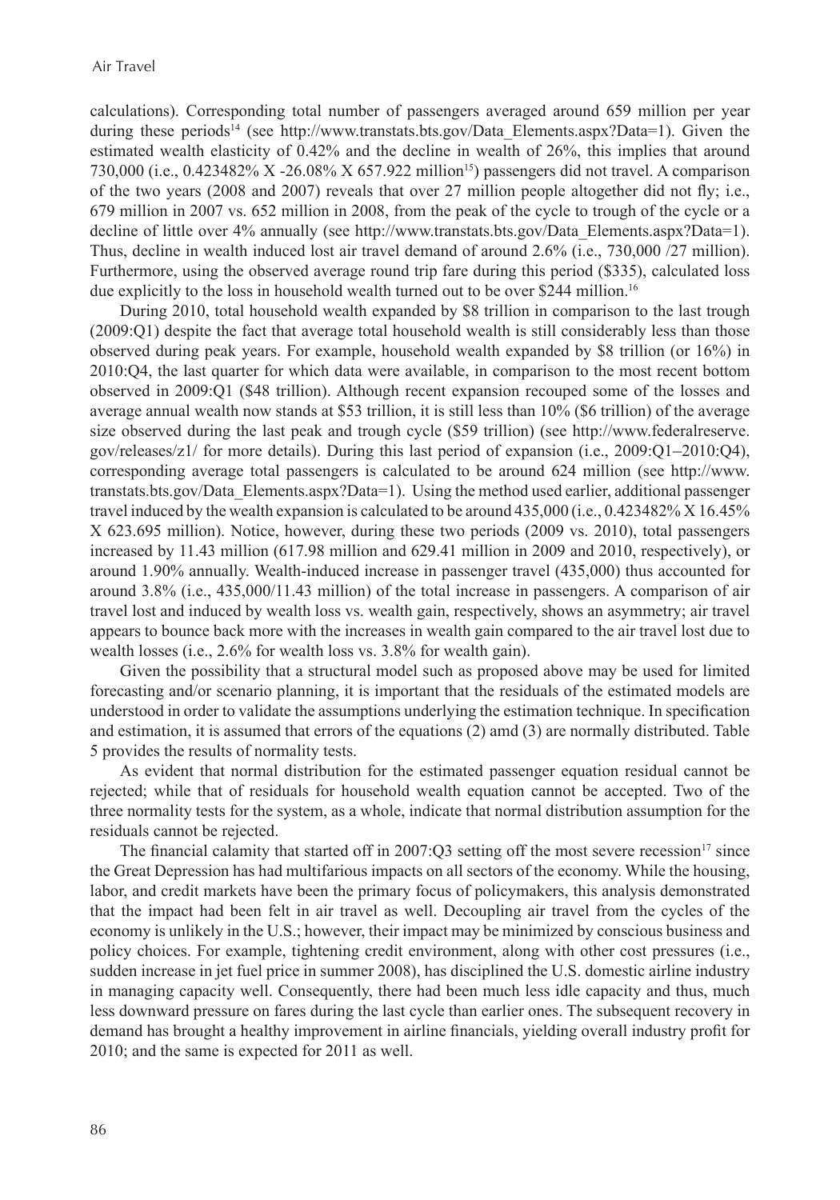calculations). Corresponding total number of passengers averaged around 659 million per year during these periods[14] (see http://www.transtats.bts.gov/Data_Elements.aspx?Data=1). Given the estimated wealth elasticity of 0.42% and the decline in wealth of 26%, this implies that around 730,000 (i.e., 0.423482% X -26.08% X 657.922 million[15]) passengers did not travel. A comparison of the two years (2008 and 2007) reveals that over 27 million people altogether did not fly; i.e., 679 million in 2007 vs. 652 million in 2008, from the peak of the cycle to trough of the cycle or a decline of little over 4% annually (see http://www.transtats.bts.gov/Data_Elements.aspx?Data=1). Thus, decline in wealth induced lost air travel demand of around 2.6% (i.e., 730,000 /27 million). Furthermore, using the observed average round trip fare during this period ($335), calculated loss due explicitly to the loss in household wealth turned out to be over $244 million.[16]

During 2010, total household wealth expanded by $8 trillion in comparison to the last trough (2009:Q1) despite the fact that average total household wealth is still considerably less than those observed during peak years. For example, household wealth expanded by $8 trillion (or 16%) in 2010:Q4, the last quarter for which data were available, in comparison to the most recent bottom observed in 2009:Q1 ($48 trillion). Although recent expansion recouped some of the losses and average annual wealth now stands at $53 trillion, it is still less than 10% ($6 trillion) of the average size observed during the last peak and trough cycle ($59 trillion) (see http://www.federalreserve.gov/releases/z1/ for more details). During this last period of expansion (i.e., 2009:Q1–2010:Q4), corresponding average total passengers is calculated to be around 624 million (see http://www.transtats.bts.gov/Data_Elements.aspx?Data=1). Using the method used earlier, additional passenger travel induced by the wealth expansion is calculated to be around 435,000 (i.e., 0.423482% X 16.45% X 623.695 million). Notice, however, during these two periods (2009 vs. 2010), total passengers increased by 11.43 million (617.98 million and 629.41 million in 2009 and 2010, respectively), or around 1.90% annually. Wealth-induced increase in passenger travel (435,000) thus accounted for around 3.8% (i.e., 435,000/11.43 million) of the total increase in passengers. A comparison of air travel lost and induced by wealth loss vs. wealth gain, respectively, shows an asymmetry; air travel appears to bounce back more with the increases in wealth gain compared to the air travel lost due to wealth losses (i.e., 2.6% for wealth loss vs. 3.8% for wealth gain).

Given the possibility that a structural model such as proposed above may be used for limited forecasting and/or scenario planning, it is important that the residuals of the estimated models are understood in order to validate the assumptions underlying the estimation technique. In specification and estimation, it is assumed that errors of the equations (2) amd (3) are normally distributed. Table 5 provides the results of normality tests.

As evident that normal distribution for the estimated passenger equation residual cannot be rejected; while that of residuals for household wealth equation cannot be accepted. Two of the three normality tests for the system, as a whole, indicate that normal distribution assumption for the residuals cannot be rejected.

The financial calamity that started off in 2007:Q3 setting off the most severe recession[17] since the Great Depression has had multifarious impacts on all sectors of the economy. While the housing, labor, and credit markets have been the primary focus of policymakers, this analysis demonstrated that the impact had been felt in air travel as well. Decoupling air travel from the cycles of the economy is unlikely in the U.S.; however, their impact may be minimized by conscious business and policy choices. For example, tightening credit environment, along with other cost pressures (i.e., sudden increase in jet fuel price in summer 2008), has disciplined the U.S. domestic airline industry in managing capacity well. Consequently, there had been much less idle capacity and thus, much less downward pressure on fares during the last cycle than earlier ones. The subsequent recovery in demand has brought a healthy improvement in airline financials, yielding overall industry profit for 2010; and the same is expected for 2011 as well.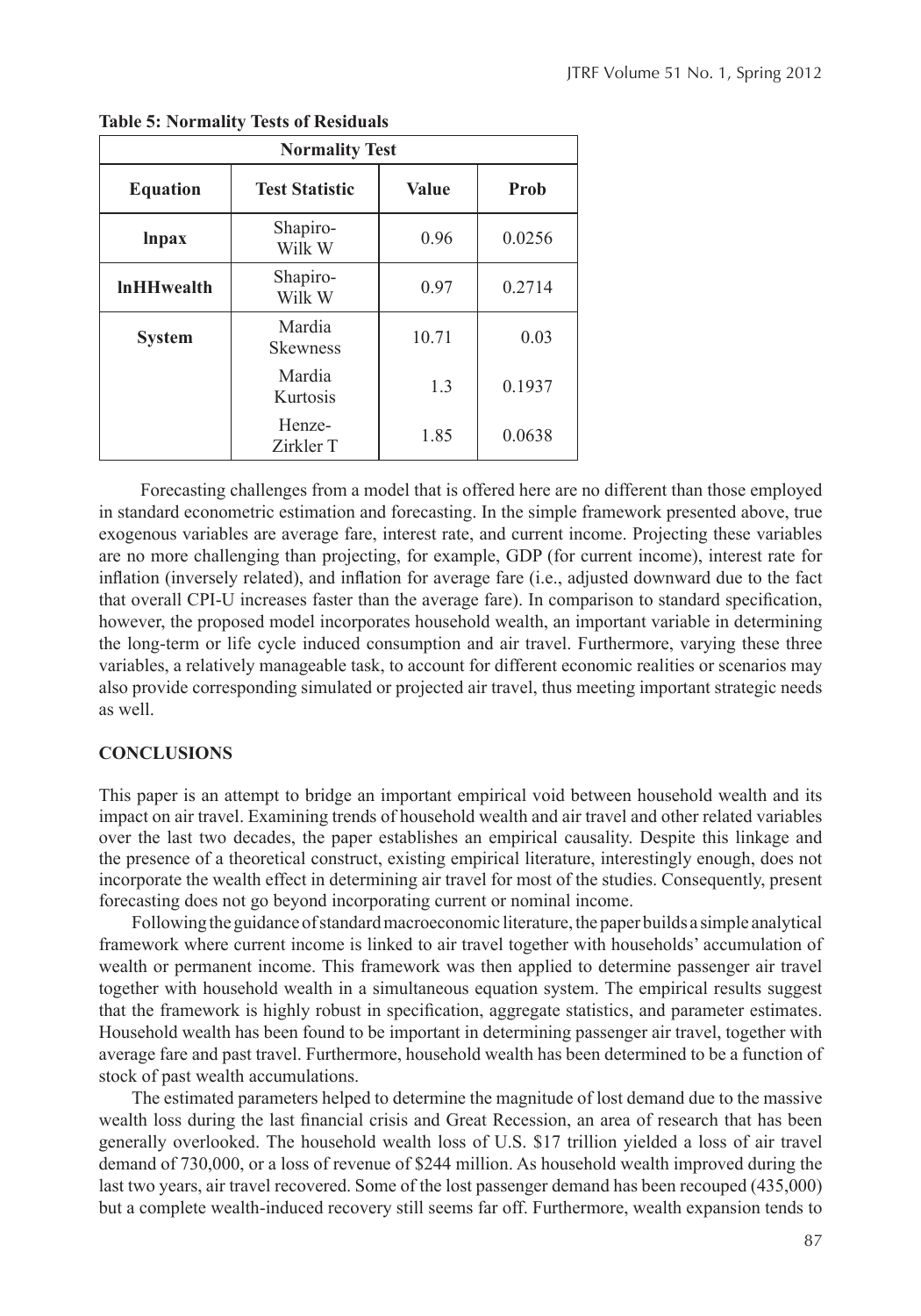**Table 5: Normality Tests of Residuals**

| Normality Test | | | |
|---|---|---|---|
| **Equation** | **Test Statistic** | **Value** | **Prob** |
| **lnpax** | Shapiro-Wilk W | 0.96 | 0.0256 |
| **lnHHwealth** | Shapiro-Wilk W | 0.97 | 0.2714 |
| **System** | Mardia Skewness | 10.71 | 0.03 |
| | Mardia Kurtosis | 1.3 | 0.1937 |
| | Henze-Zirkler T | 1.85 | 0.0638 |

Forecasting challenges from a model that is offered here are no different than those employed in standard econometric estimation and forecasting. In the simple framework presented above, true exogenous variables are average fare, interest rate, and current income. Projecting these variables are no more challenging than projecting, for example, GDP (for current income), interest rate for inflation (inversely related), and inflation for average fare (i.e., adjusted downward due to the fact that overall CPI-U increases faster than the average fare). In comparison to standard specification, however, the proposed model incorporates household wealth, an important variable in determining the long-term or life cycle induced consumption and air travel. Furthermore, varying these three variables, a relatively manageable task, to account for different economic realities or scenarios may also provide corresponding simulated or projected air travel, thus meeting important strategic needs as well.

## CONCLUSIONS

This paper is an attempt to bridge an important empirical void between household wealth and its impact on air travel. Examining trends of household wealth and air travel and other related variables over the last two decades, the paper establishes an empirical causality. Despite this linkage and the presence of a theoretical construct, existing empirical literature, interestingly enough, does not incorporate the wealth effect in determining air travel for most of the studies. Consequently, present forecasting does not go beyond incorporating current or nominal income.

Following the guidance of standard macroeconomic literature, the paper builds a simple analytical framework where current income is linked to air travel together with households' accumulation of wealth or permanent income. This framework was then applied to determine passenger air travel together with household wealth in a simultaneous equation system. The empirical results suggest that the framework is highly robust in specification, aggregate statistics, and parameter estimates. Household wealth has been found to be important in determining passenger air travel, together with average fare and past travel. Furthermore, household wealth has been determined to be a function of stock of past wealth accumulations.

The estimated parameters helped to determine the magnitude of lost demand due to the massive wealth loss during the last financial crisis and Great Recession, an area of research that has been generally overlooked. The household wealth loss of U.S. $17 trillion yielded a loss of air travel demand of 730,000, or a loss of revenue of $244 million. As household wealth improved during the last two years, air travel recovered. Some of the lost passenger demand has been recouped (435,000) but a complete wealth-induced recovery still seems far off. Furthermore, wealth expansion tends to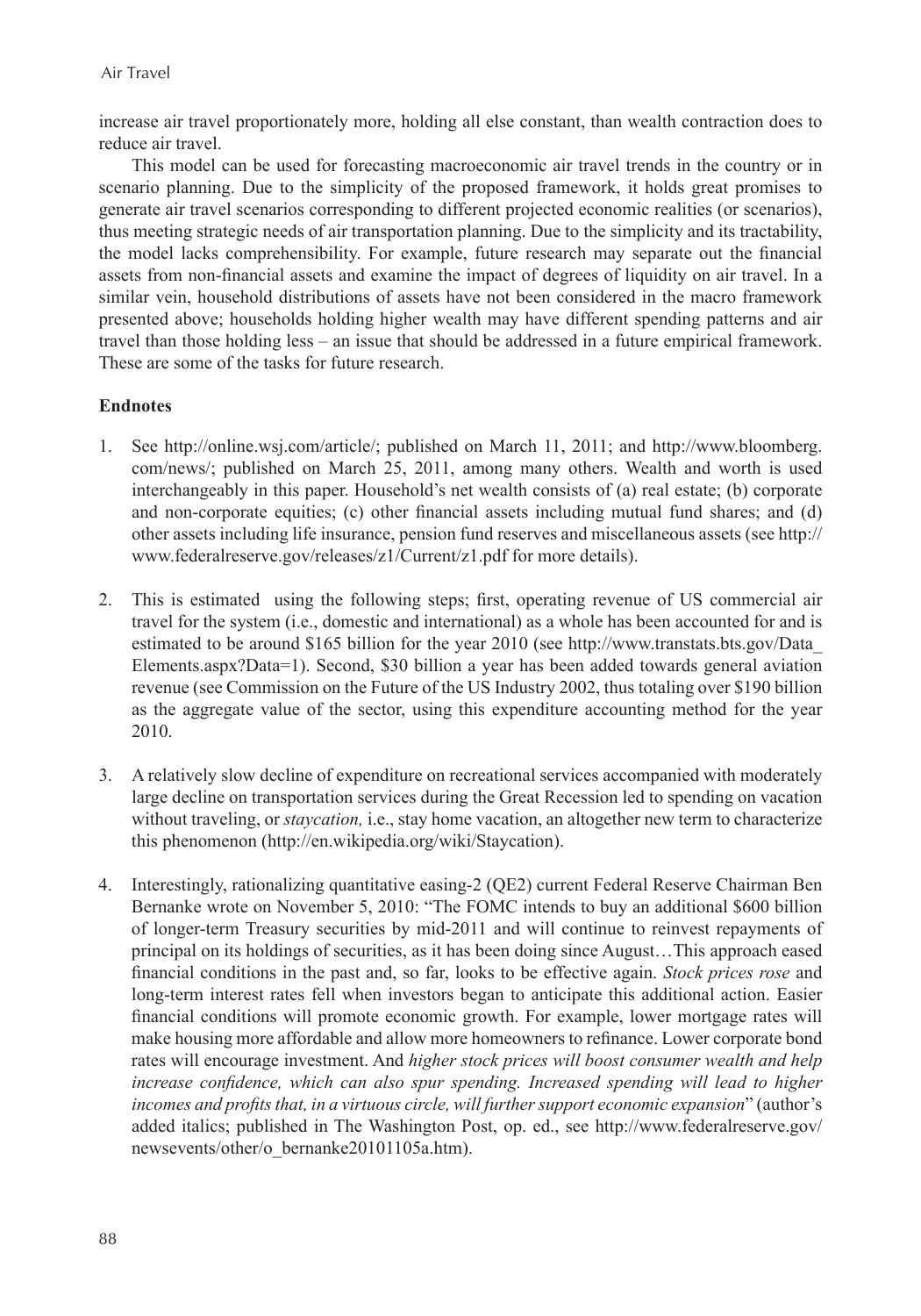increase air travel proportionately more, holding all else constant, than wealth contraction does to reduce air travel.

This model can be used for forecasting macroeconomic air travel trends in the country or in scenario planning. Due to the simplicity of the proposed framework, it holds great promises to generate air travel scenarios corresponding to different projected economic realities (or scenarios), thus meeting strategic needs of air transportation planning. Due to the simplicity and its tractability, the model lacks comprehensibility. For example, future research may separate out the financial assets from non-financial assets and examine the impact of degrees of liquidity on air travel. In a similar vein, household distributions of assets have not been considered in the macro framework presented above; households holding higher wealth may have different spending patterns and air travel than those holding less – an issue that should be addressed in a future empirical framework. These are some of the tasks for future research.

**Endnotes**

1. See http://online.wsj.com/article/; published on March 11, 2011; and http://www.bloomberg.com/news/; published on March 25, 2011, among many others. Wealth and worth is used interchangeably in this paper. Household's net wealth consists of (a) real estate; (b) corporate and non-corporate equities; (c) other financial assets including mutual fund shares; and (d) other assets including life insurance, pension fund reserves and miscellaneous assets (see http://www.federalreserve.gov/releases/z1/Current/z1.pdf for more details).

2. This is estimated using the following steps; first, operating revenue of US commercial air travel for the system (i.e., domestic and international) as a whole has been accounted for and is estimated to be around $165 billion for the year 2010 (see http://www.transtats.bts.gov/Data_Elements.aspx?Data=1). Second, $30 billion a year has been added towards general aviation revenue (see Commission on the Future of the US Industry 2002, thus totaling over $190 billion as the aggregate value of the sector, using this expenditure accounting method for the year 2010.

3. A relatively slow decline of expenditure on recreational services accompanied with moderately large decline on transportation services during the Great Recession led to spending on vacation without traveling, or *staycation,* i.e., stay home vacation, an altogether new term to characterize this phenomenon (http://en.wikipedia.org/wiki/Staycation).

4. Interestingly, rationalizing quantitative easing-2 (QE2) current Federal Reserve Chairman Ben Bernanke wrote on November 5, 2010: "The FOMC intends to buy an additional $600 billion of longer-term Treasury securities by mid-2011 and will continue to reinvest repayments of principal on its holdings of securities, as it has been doing since August…This approach eased financial conditions in the past and, so far, looks to be effective again. *Stock prices rose* and long-term interest rates fell when investors began to anticipate this additional action. Easier financial conditions will promote economic growth. For example, lower mortgage rates will make housing more affordable and allow more homeowners to refinance. Lower corporate bond rates will encourage investment. And *higher stock prices will boost consumer wealth and help increase confidence, which can also spur spending. Increased spending will lead to higher incomes and profits that, in a virtuous circle, will further support economic expansion*" (author's added italics; published in The Washington Post, op. ed., see http://www.federalreserve.gov/newsevents/other/o_bernanke20101105a.htm).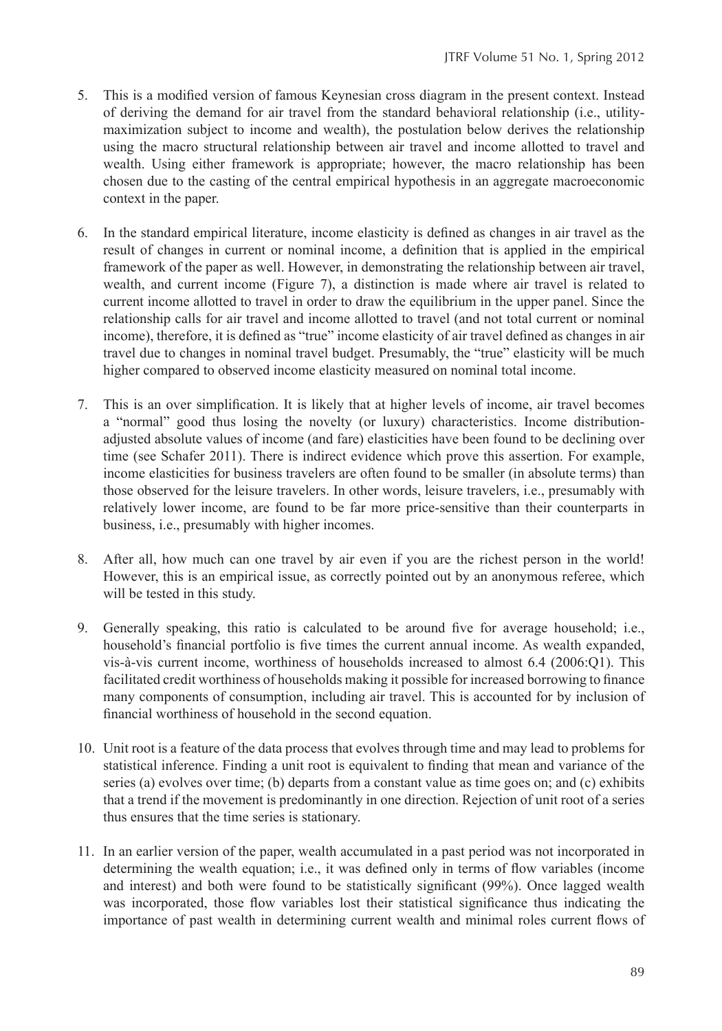5. This is a modified version of famous Keynesian cross diagram in the present context. Instead of deriving the demand for air travel from the standard behavioral relationship (i.e., utility-maximization subject to income and wealth), the postulation below derives the relationship using the macro structural relationship between air travel and income allotted to travel and wealth. Using either framework is appropriate; however, the macro relationship has been chosen due to the casting of the central empirical hypothesis in an aggregate macroeconomic context in the paper.

6. In the standard empirical literature, income elasticity is defined as changes in air travel as the result of changes in current or nominal income, a definition that is applied in the empirical framework of the paper as well. However, in demonstrating the relationship between air travel, wealth, and current income (Figure 7), a distinction is made where air travel is related to current income allotted to travel in order to draw the equilibrium in the upper panel. Since the relationship calls for air travel and income allotted to travel (and not total current or nominal income), therefore, it is defined as "true" income elasticity of air travel defined as changes in air travel due to changes in nominal travel budget. Presumably, the "true" elasticity will be much higher compared to observed income elasticity measured on nominal total income.

7. This is an over simplification. It is likely that at higher levels of income, air travel becomes a "normal" good thus losing the novelty (or luxury) characteristics. Income distribution-adjusted absolute values of income (and fare) elasticities have been found to be declining over time (see Schafer 2011). There is indirect evidence which prove this assertion. For example, income elasticities for business travelers are often found to be smaller (in absolute terms) than those observed for the leisure travelers. In other words, leisure travelers, i.e., presumably with relatively lower income, are found to be far more price-sensitive than their counterparts in business, i.e., presumably with higher incomes.

8. After all, how much can one travel by air even if you are the richest person in the world! However, this is an empirical issue, as correctly pointed out by an anonymous referee, which will be tested in this study.

9. Generally speaking, this ratio is calculated to be around five for average household; i.e., household's financial portfolio is five times the current annual income. As wealth expanded, vis-à-vis current income, worthiness of households increased to almost 6.4 (2006:Q1). This facilitated credit worthiness of households making it possible for increased borrowing to finance many components of consumption, including air travel. This is accounted for by inclusion of financial worthiness of household in the second equation.

10. Unit root is a feature of the data process that evolves through time and may lead to problems for statistical inference. Finding a unit root is equivalent to finding that mean and variance of the series (a) evolves over time; (b) departs from a constant value as time goes on; and (c) exhibits that a trend if the movement is predominantly in one direction. Rejection of unit root of a series thus ensures that the time series is stationary.

11. In an earlier version of the paper, wealth accumulated in a past period was not incorporated in determining the wealth equation; i.e., it was defined only in terms of flow variables (income and interest) and both were found to be statistically significant (99%). Once lagged wealth was incorporated, those flow variables lost their statistical significance thus indicating the importance of past wealth in determining current wealth and minimal roles current flows of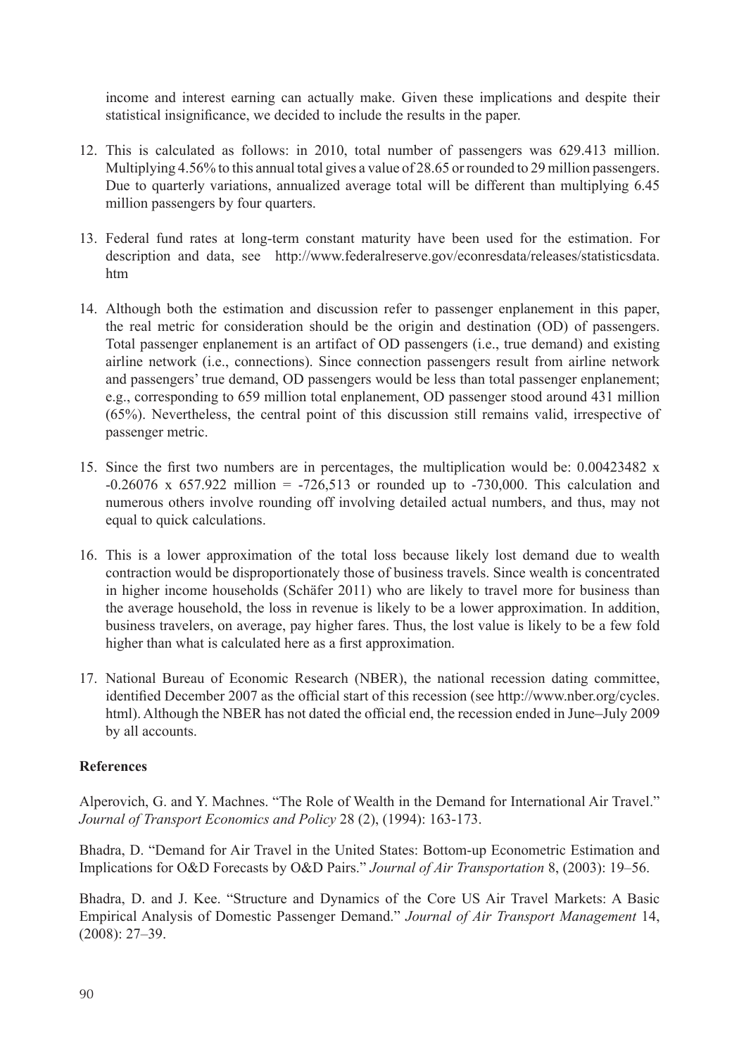income and interest earning can actually make. Given these implications and despite their statistical insignificance, we decided to include the results in the paper.

12. This is calculated as follows: in 2010, total number of passengers was 629.413 million. Multiplying 4.56% to this annual total gives a value of 28.65 or rounded to 29 million passengers. Due to quarterly variations, annualized average total will be different than multiplying 6.45 million passengers by four quarters.

13. Federal fund rates at long-term constant maturity have been used for the estimation. For description and data, see http://www.federalreserve.gov/econresdata/releases/statisticsdata.htm

14. Although both the estimation and discussion refer to passenger enplanement in this paper, the real metric for consideration should be the origin and destination (OD) of passengers. Total passenger enplanement is an artifact of OD passengers (i.e., true demand) and existing airline network (i.e., connections). Since connection passengers result from airline network and passengers' true demand, OD passengers would be less than total passenger enplanement; e.g., corresponding to 659 million total enplanement, OD passenger stood around 431 million (65%). Nevertheless, the central point of this discussion still remains valid, irrespective of passenger metric.

15. Since the first two numbers are in percentages, the multiplication would be: 0.00423482 x -0.26076 x 657.922 million = -726,513 or rounded up to -730,000. This calculation and numerous others involve rounding off involving detailed actual numbers, and thus, may not equal to quick calculations.

16. This is a lower approximation of the total loss because likely lost demand due to wealth contraction would be disproportionately those of business travels. Since wealth is concentrated in higher income households (Schäfer 2011) who are likely to travel more for business than the average household, the loss in revenue is likely to be a lower approximation. In addition, business travelers, on average, pay higher fares. Thus, the lost value is likely to be a few fold higher than what is calculated here as a first approximation.

17. National Bureau of Economic Research (NBER), the national recession dating committee, identified December 2007 as the official start of this recession (see http://www.nber.org/cycles.html). Although the NBER has not dated the official end, the recession ended in June–July 2009 by all accounts.

**References**

Alperovich, G. and Y. Machnes. "The Role of Wealth in the Demand for International Air Travel." *Journal of Transport Economics and Policy* 28 (2), (1994): 163-173.

Bhadra, D. "Demand for Air Travel in the United States: Bottom-up Econometric Estimation and Implications for O&D Forecasts by O&D Pairs." *Journal of Air Transportation* 8, (2003): 19–56.

Bhadra, D. and J. Kee. "Structure and Dynamics of the Core US Air Travel Markets: A Basic Empirical Analysis of Domestic Passenger Demand." *Journal of Air Transport Management* 14, (2008): 27–39.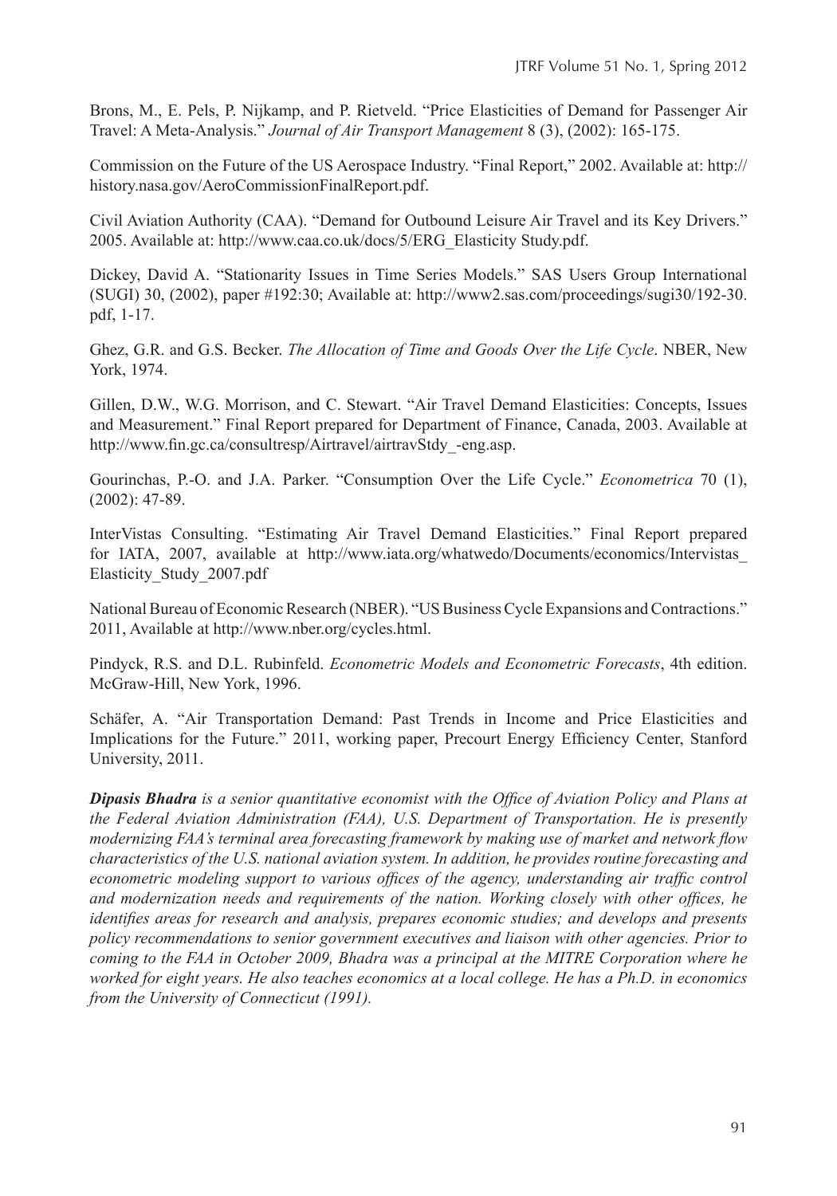Brons, M., E. Pels, P. Nijkamp, and P. Rietveld. "Price Elasticities of Demand for Passenger Air Travel: A Meta-Analysis." *Journal of Air Transport Management* 8 (3), (2002): 165-175.

Commission on the Future of the US Aerospace Industry. "Final Report," 2002. Available at: http://history.nasa.gov/AeroCommissionFinalReport.pdf.

Civil Aviation Authority (CAA). "Demand for Outbound Leisure Air Travel and its Key Drivers." 2005. Available at: http://www.caa.co.uk/docs/5/ERG_Elasticity Study.pdf.

Dickey, David A. "Stationarity Issues in Time Series Models." SAS Users Group International (SUGI) 30, (2002), paper #192:30; Available at: http://www2.sas.com/proceedings/sugi30/192-30.pdf, 1-17.

Ghez, G.R. and G.S. Becker. *The Allocation of Time and Goods Over the Life Cycle*. NBER, New York, 1974.

Gillen, D.W., W.G. Morrison, and C. Stewart. "Air Travel Demand Elasticities: Concepts, Issues and Measurement." Final Report prepared for Department of Finance, Canada, 2003. Available at http://www.fin.gc.ca/consultresp/Airtravel/airtravStdy_-eng.asp.

Gourinchas, P.-O. and J.A. Parker. "Consumption Over the Life Cycle." *Econometrica* 70 (1), (2002): 47-89.

InterVistas Consulting. "Estimating Air Travel Demand Elasticities." Final Report prepared for IATA, 2007, available at http://www.iata.org/whatwedo/Documents/economics/Intervistas_Elasticity_Study_2007.pdf

National Bureau of Economic Research (NBER). "US Business Cycle Expansions and Contractions." 2011, Available at http://www.nber.org/cycles.html.

Pindyck, R.S. and D.L. Rubinfeld. *Econometric Models and Econometric Forecasts*, 4th edition. McGraw-Hill, New York, 1996.

Schäfer, A. "Air Transportation Demand: Past Trends in Income and Price Elasticities and Implications for the Future." 2011, working paper, Precourt Energy Efficiency Center, Stanford University, 2011.

***Dipasis Bhadra*** *is a senior quantitative economist with the Office of Aviation Policy and Plans at the Federal Aviation Administration (FAA), U.S. Department of Transportation. He is presently modernizing FAA's terminal area forecasting framework by making use of market and network flow characteristics of the U.S. national aviation system. In addition, he provides routine forecasting and econometric modeling support to various offices of the agency, understanding air traffic control and modernization needs and requirements of the nation. Working closely with other offices, he identifies areas for research and analysis, prepares economic studies; and develops and presents policy recommendations to senior government executives and liaison with other agencies. Prior to coming to the FAA in October 2009, Bhadra was a principal at the MITRE Corporation where he worked for eight years. He also teaches economics at a local college. He has a Ph.D. in economics from the University of Connecticut (1991).*